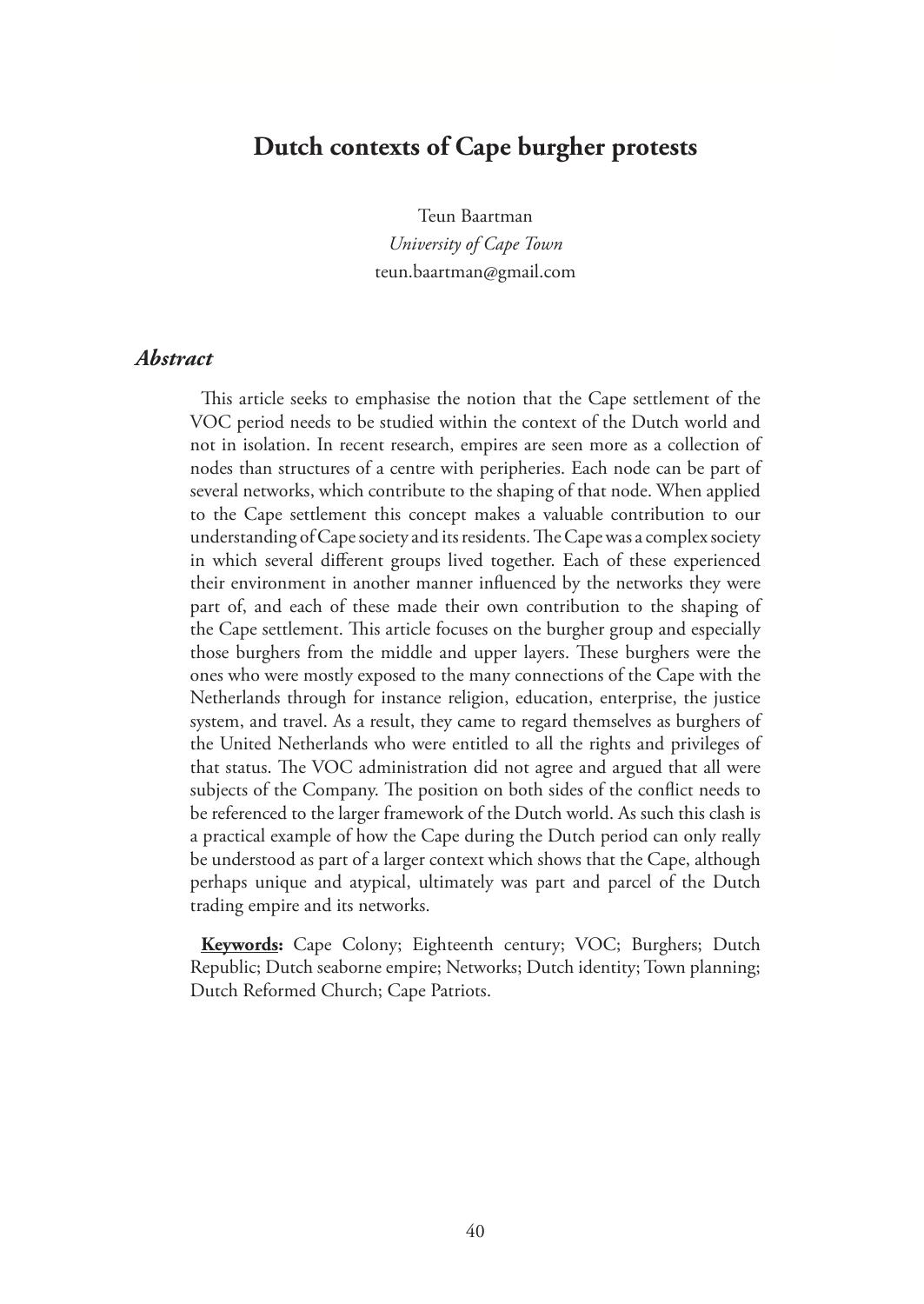# Dutch contexts of Cape burgher protests

Teun Baartman

*University of Cape Town*

teun.baartman@gmail.com

### *Abstract*

This article seeks to emphasise the notion that the Cape settlement of the VOC period needs to be studied within the context of the Dutch world and not in isolation. In recent research, empires are seen more as a collection of nodes than structures of a centre with peripheries. Each node can be part of several networks, which contribute to the shaping of that node. When applied to the Cape settlement this concept makes a valuable contribution to our understanding of Cape society and its residents. The Cape was a complex society in which several different groups lived together. Each of these experienced their environment in another manner influenced by the networks they were part of, and each of these made their own contribution to the shaping of the Cape settlement. This article focuses on the burgher group and especially those burghers from the middle and upper layers. These burghers were the ones who were mostly exposed to the many connections of the Cape with the Netherlands through for instance religion, education, enterprise, the justice system, and travel. As a result, they came to regard themselves as burghers of the United Netherlands who were entitled to all the rights and privileges of that status. The VOC administration did not agree and argued that all were subjects of the Company. The position on both sides of the conflict needs to be referenced to the larger framework of the Dutch world. As such this clash is a practical example of how the Cape during the Dutch period can only really be understood as part of a larger context which shows that the Cape, although perhaps unique and atypical, ultimately was part and parcel of the Dutch trading empire and its networks.

**Keywords:** Cape Colony; Eighteenth century; VOC; Burghers; Dutch Republic; Dutch seaborne empire; Networks; Dutch identity; Town planning; Dutch Reformed Church; Cape Patriots.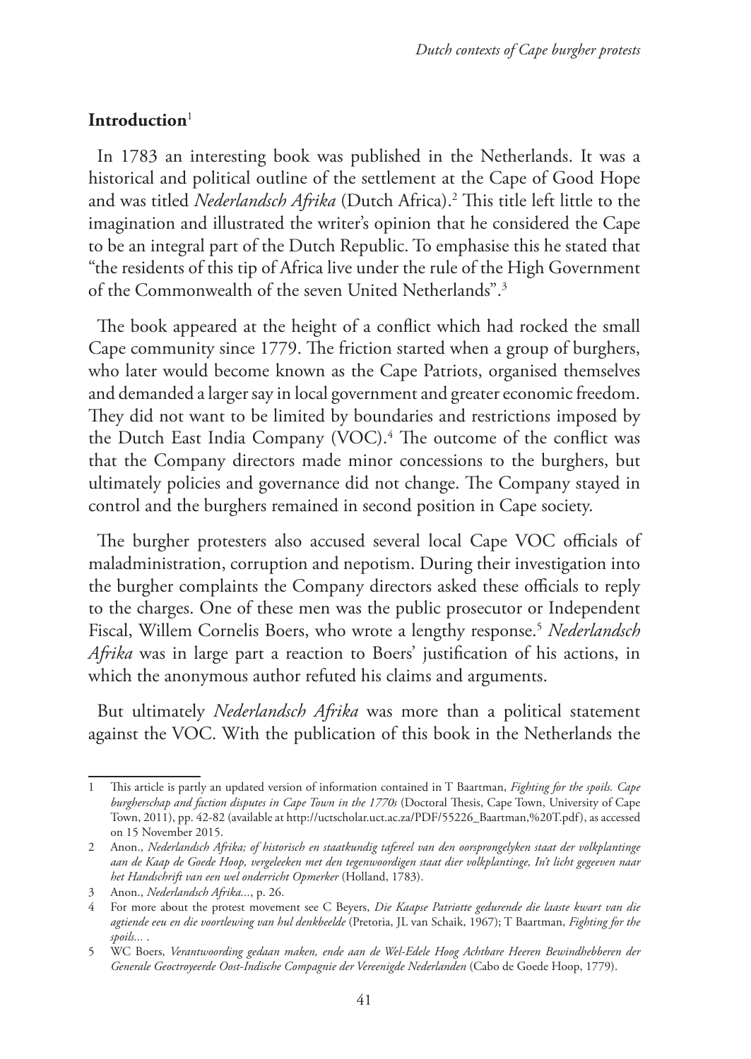## Introduction[1]

In 1783 an interesting book was published in the Netherlands. It was a historical and political outline of the settlement at the Cape of Good Hope and was titled *Nederlandsch Afrika* (Dutch Africa).[2] This title left little to the imagination and illustrated the writer's opinion that he considered the Cape to be an integral part of the Dutch Republic. To emphasise this he stated that "the residents of this tip of Africa live under the rule of the High Government of the Commonwealth of the seven United Netherlands".[3]

The book appeared at the height of a conflict which had rocked the small Cape community since 1779. The friction started when a group of burghers, who later would become known as the Cape Patriots, organised themselves and demanded a larger say in local government and greater economic freedom. They did not want to be limited by boundaries and restrictions imposed by the Dutch East India Company (VOC).[4] The outcome of the conflict was that the Company directors made minor concessions to the burghers, but ultimately policies and governance did not change. The Company stayed in control and the burghers remained in second position in Cape society.

The burgher protesters also accused several local Cape VOC officials of maladministration, corruption and nepotism. During their investigation into the burgher complaints the Company directors asked these officials to reply to the charges. One of these men was the public prosecutor or Independent Fiscal, Willem Cornelis Boers, who wrote a lengthy response.[5] *Nederlandsch Afrika* was in large part a reaction to Boers' justification of his actions, in which the anonymous author refuted his claims and arguments.

But ultimately *Nederlandsch Afrika* was more than a political statement against the VOC. With the publication of this book in the Netherlands the

---

1 This article is partly an updated version of information contained in T Baartman, *Fighting for the spoils. Cape burgherschap and faction disputes in Cape Town in the 1770s* (Doctoral Thesis, Cape Town, University of Cape Town, 2011), pp. 42-82 (available at http://uctscholar.uct.ac.za/PDF/55226_Baartman,%20T.pdf), as accessed on 15 November 2015.

2 Anon., *Nederlandsch Afrika; of historisch en staatkundig tafereel van den oorsprongelyken staat der volkplantinge aan de Kaap de Goede Hoop, vergeleeken met den tegenwoordigen staat dier volkplantinge, In't licht gegeeven naar het Handschrift van een wel onderricht Opmerker* (Holland, 1783).

3 Anon., *Nederlandsch Afrika...*, p. 26.

4 For more about the protest movement see C Beyers, *Die Kaapse Patriotte gedurende die laaste kwart van die agtiende eeu en die voortlewing van hul denkbeelde* (Pretoria, JL van Schaik, 1967); T Baartman, *Fighting for the spoils...* .

5 WC Boers, *Verantwoording gedaan maken, ende aan de Wel-Edele Hoog Achtbare Heeren Bewindhebberen der Generale Geoctroyeerde Oost-Indische Compagnie der Vereenigde Nederlanden* (Cabo de Goede Hoop, 1779).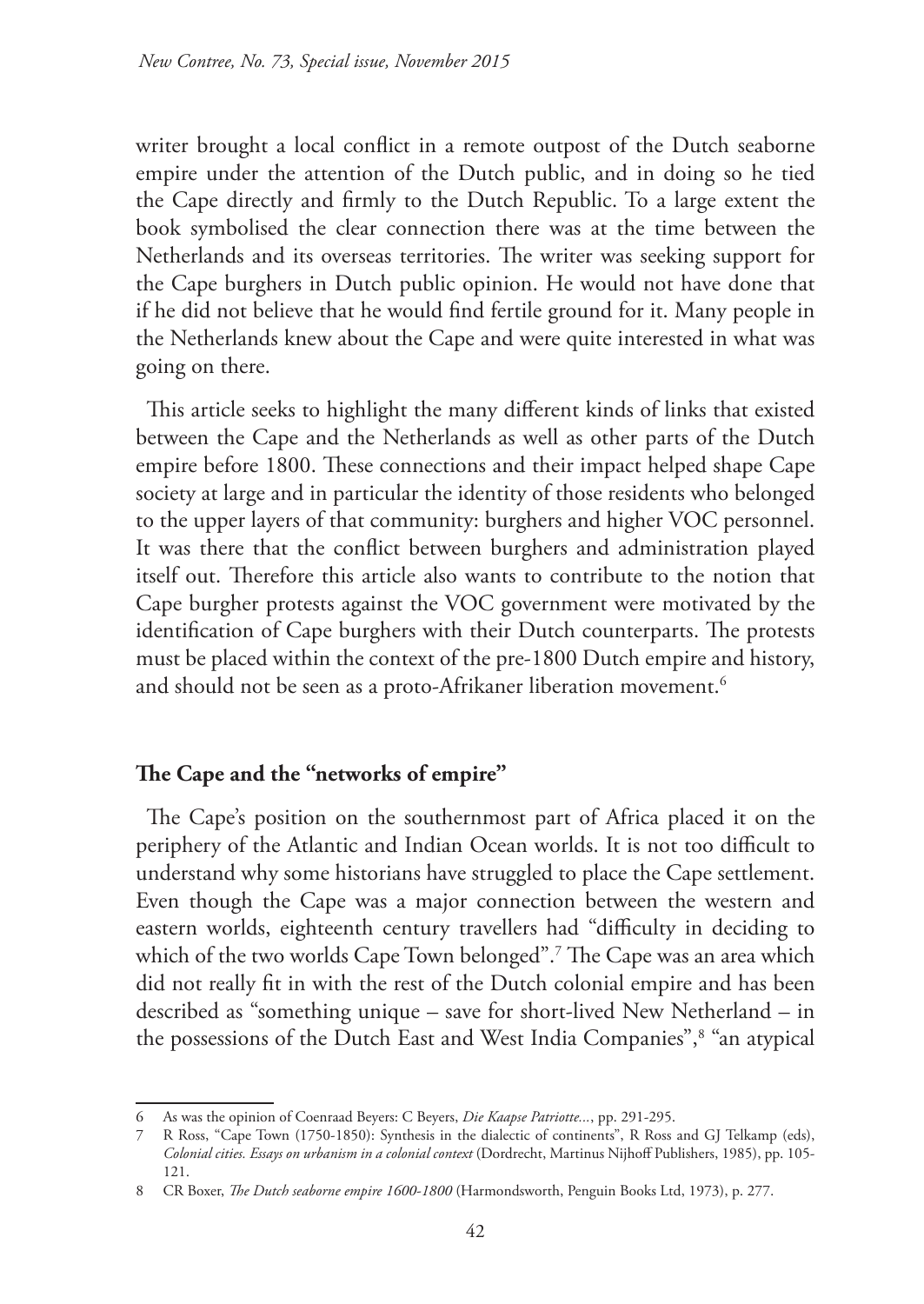writer brought a local conflict in a remote outpost of the Dutch seaborne empire under the attention of the Dutch public, and in doing so he tied the Cape directly and firmly to the Dutch Republic. To a large extent the book symbolised the clear connection there was at the time between the Netherlands and its overseas territories. The writer was seeking support for the Cape burghers in Dutch public opinion. He would not have done that if he did not believe that he would find fertile ground for it. Many people in the Netherlands knew about the Cape and were quite interested in what was going on there.

This article seeks to highlight the many different kinds of links that existed between the Cape and the Netherlands as well as other parts of the Dutch empire before 1800. These connections and their impact helped shape Cape society at large and in particular the identity of those residents who belonged to the upper layers of that community: burghers and higher VOC personnel. It was there that the conflict between burghers and administration played itself out. Therefore this article also wants to contribute to the notion that Cape burgher protests against the VOC government were motivated by the identification of Cape burghers with their Dutch counterparts. The protests must be placed within the context of the pre-1800 Dutch empire and history, and should not be seen as a proto-Afrikaner liberation movement.[6]

## The Cape and the "networks of empire"

The Cape's position on the southernmost part of Africa placed it on the periphery of the Atlantic and Indian Ocean worlds. It is not too difficult to understand why some historians have struggled to place the Cape settlement. Even though the Cape was a major connection between the western and eastern worlds, eighteenth century travellers had "difficulty in deciding to which of the two worlds Cape Town belonged".[7] The Cape was an area which did not really fit in with the rest of the Dutch colonial empire and has been described as "something unique – save for short-lived New Netherland – in the possessions of the Dutch East and West India Companies",[8] "an atypical

---

6 As was the opinion of Coenraad Beyers: C Beyers, *Die Kaapse Patriotte...*, pp. 291-295.

7 R Ross, "Cape Town (1750-1850): Synthesis in the dialectic of continents", R Ross and GJ Telkamp (eds), *Colonial cities. Essays on urbanism in a colonial context* (Dordrecht, Martinus Nijhoff Publishers, 1985), pp. 105-121.

8 CR Boxer, *The Dutch seaborne empire 1600-1800* (Harmondsworth, Penguin Books Ltd, 1973), p. 277.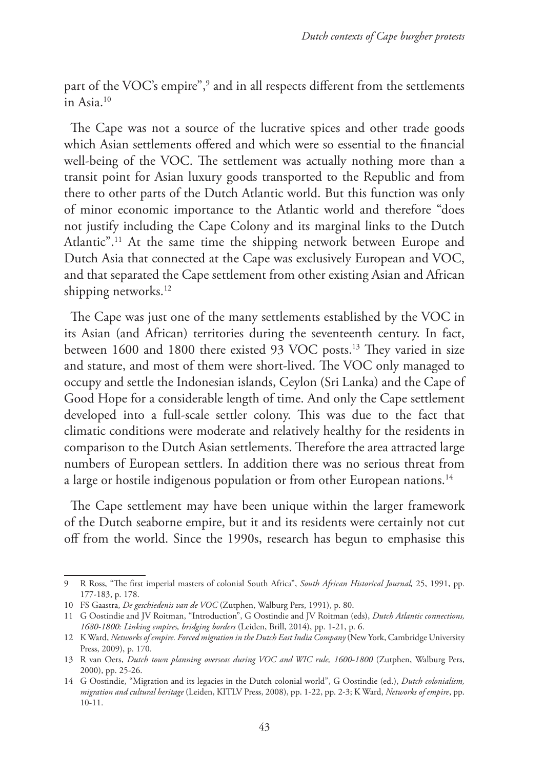part of the VOC's empire",[9] and in all respects different from the settlements in Asia.[10]

The Cape was not a source of the lucrative spices and other trade goods which Asian settlements offered and which were so essential to the financial well-being of the VOC. The settlement was actually nothing more than a transit point for Asian luxury goods transported to the Republic and from there to other parts of the Dutch Atlantic world. But this function was only of minor economic importance to the Atlantic world and therefore "does not justify including the Cape Colony and its marginal links to the Dutch Atlantic".[11] At the same time the shipping network between Europe and Dutch Asia that connected at the Cape was exclusively European and VOC, and that separated the Cape settlement from other existing Asian and African shipping networks.[12]

The Cape was just one of the many settlements established by the VOC in its Asian (and African) territories during the seventeenth century. In fact, between 1600 and 1800 there existed 93 VOC posts.[13] They varied in size and stature, and most of them were short-lived. The VOC only managed to occupy and settle the Indonesian islands, Ceylon (Sri Lanka) and the Cape of Good Hope for a considerable length of time. And only the Cape settlement developed into a full-scale settler colony. This was due to the fact that climatic conditions were moderate and relatively healthy for the residents in comparison to the Dutch Asian settlements. Therefore the area attracted large numbers of European settlers. In addition there was no serious threat from a large or hostile indigenous population or from other European nations.[14]

The Cape settlement may have been unique within the larger framework of the Dutch seaborne empire, but it and its residents were certainly not cut off from the world. Since the 1990s, research has begun to emphasise this

---

9 R Ross, "The first imperial masters of colonial South Africa", *South African Historical Journal,* 25, 1991, pp. 177-183, p. 178.

10 FS Gaastra, *De geschiedenis van de VOC* (Zutphen, Walburg Pers, 1991), p. 80.

11 G Oostindie and JV Roitman, "Introduction", G Oostindie and JV Roitman (eds), *Dutch Atlantic connections, 1680-1800: Linking empires, bridging borders* (Leiden, Brill, 2014), pp. 1-21, p. 6.

12 K Ward, *Networks of empire. Forced migration in the Dutch East India Company* (New York, Cambridge University Press, 2009), p. 170.

13 R van Oers, *Dutch town planning overseas during VOC and WIC rule, 1600-1800* (Zutphen, Walburg Pers, 2000), pp. 25-26.

14 G Oostindie, "Migration and its legacies in the Dutch colonial world", G Oostindie (ed.), *Dutch colonialism, migration and cultural heritage* (Leiden, KITLV Press, 2008), pp. 1-22, pp. 2-3; K Ward, *Networks of empire*, pp. 10-11.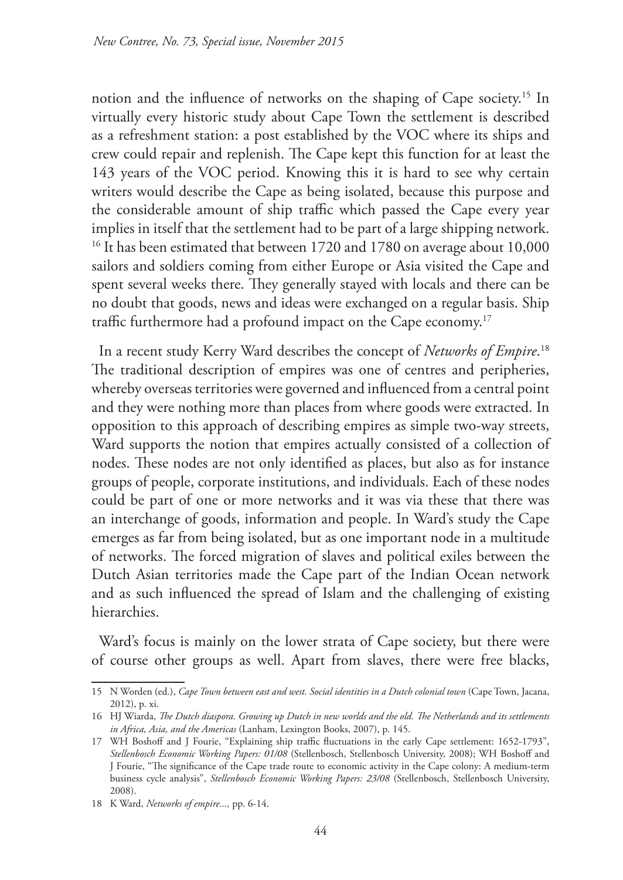notion and the influence of networks on the shaping of Cape society.[15] In virtually every historic study about Cape Town the settlement is described as a refreshment station: a post established by the VOC where its ships and crew could repair and replenish. The Cape kept this function for at least the 143 years of the VOC period. Knowing this it is hard to see why certain writers would describe the Cape as being isolated, because this purpose and the considerable amount of ship traffic which passed the Cape every year implies in itself that the settlement had to be part of a large shipping network.[16] It has been estimated that between 1720 and 1780 on average about 10,000 sailors and soldiers coming from either Europe or Asia visited the Cape and spent several weeks there. They generally stayed with locals and there can be no doubt that goods, news and ideas were exchanged on a regular basis. Ship traffic furthermore had a profound impact on the Cape economy.[17]

In a recent study Kerry Ward describes the concept of *Networks of Empire*.[18] The traditional description of empires was one of centres and peripheries, whereby overseas territories were governed and influenced from a central point and they were nothing more than places from where goods were extracted. In opposition to this approach of describing empires as simple two-way streets, Ward supports the notion that empires actually consisted of a collection of nodes. These nodes are not only identified as places, but also as for instance groups of people, corporate institutions, and individuals. Each of these nodes could be part of one or more networks and it was via these that there was an interchange of goods, information and people. In Ward's study the Cape emerges as far from being isolated, but as one important node in a multitude of networks. The forced migration of slaves and political exiles between the Dutch Asian territories made the Cape part of the Indian Ocean network and as such influenced the spread of Islam and the challenging of existing hierarchies.

Ward's focus is mainly on the lower strata of Cape society, but there were of course other groups as well. Apart from slaves, there were free blacks,

---

15 N Worden (ed.), *Cape Town between east and west. Social identities in a Dutch colonial town* (Cape Town, Jacana, 2012), p. xi.

16 HJ Wiarda, *The Dutch diaspora. Growing up Dutch in new worlds and the old. The Netherlands and its settlements in Africa, Asia, and the Americas* (Lanham, Lexington Books, 2007), p. 145.

17 WH Boshoff and J Fourie, "Explaining ship traffic fluctuations in the early Cape settlement: 1652-1793", *Stellenbosch Economic Working Papers: 01/08* (Stellenbosch, Stellenbosch University, 2008); WH Boshoff and J Fourie, "The significance of the Cape trade route to economic activity in the Cape colony: A medium-term business cycle analysis", *Stellenbosch Economic Working Papers: 23/08* (Stellenbosch, Stellenbosch University, 2008).

18 K Ward, *Networks of empire...*, pp. 6-14.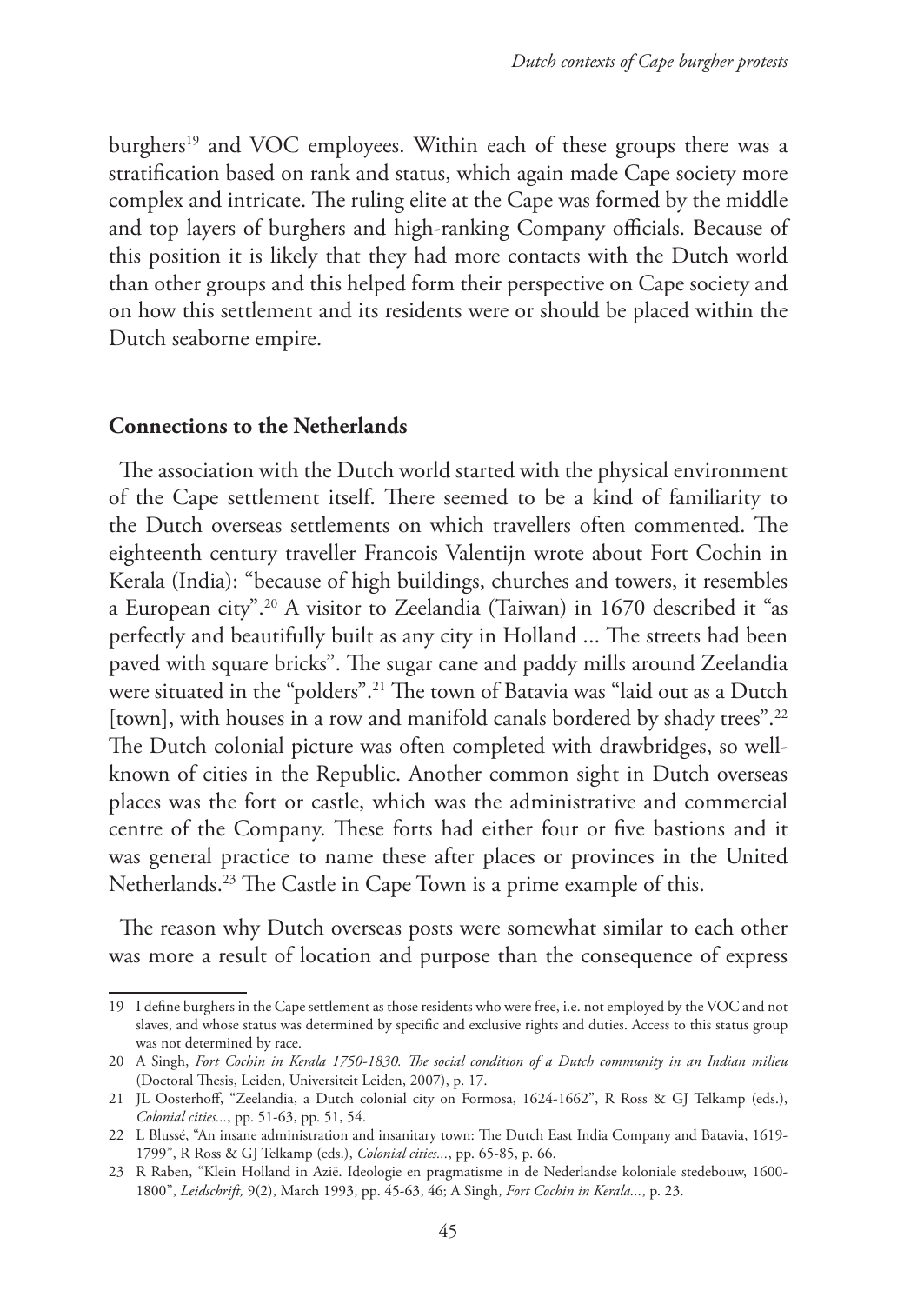burghers[19] and VOC employees. Within each of these groups there was a stratification based on rank and status, which again made Cape society more complex and intricate. The ruling elite at the Cape was formed by the middle and top layers of burghers and high-ranking Company officials. Because of this position it is likely that they had more contacts with the Dutch world than other groups and this helped form their perspective on Cape society and on how this settlement and its residents were or should be placed within the Dutch seaborne empire.

## Connections to the Netherlands

The association with the Dutch world started with the physical environment of the Cape settlement itself. There seemed to be a kind of familiarity to the Dutch overseas settlements on which travellers often commented. The eighteenth century traveller Francois Valentijn wrote about Fort Cochin in Kerala (India): "because of high buildings, churches and towers, it resembles a European city".[20] A visitor to Zeelandia (Taiwan) in 1670 described it "as perfectly and beautifully built as any city in Holland ... The streets had been paved with square bricks". The sugar cane and paddy mills around Zeelandia were situated in the "polders".[21] The town of Batavia was "laid out as a Dutch [town], with houses in a row and manifold canals bordered by shady trees".[22] The Dutch colonial picture was often completed with drawbridges, so well-known of cities in the Republic. Another common sight in Dutch overseas places was the fort or castle, which was the administrative and commercial centre of the Company. These forts had either four or five bastions and it was general practice to name these after places or provinces in the United Netherlands.[23] The Castle in Cape Town is a prime example of this.

The reason why Dutch overseas posts were somewhat similar to each other was more a result of location and purpose than the consequence of express

---

19 I define burghers in the Cape settlement as those residents who were free, i.e. not employed by the VOC and not slaves, and whose status was determined by specific and exclusive rights and duties. Access to this status group was not determined by race.

20 A Singh, *Fort Cochin in Kerala 1750-1830. The social condition of a Dutch community in an Indian milieu* (Doctoral Thesis, Leiden, Universiteit Leiden, 2007), p. 17.

21 JL Oosterhoff, "Zeelandia, a Dutch colonial city on Formosa, 1624-1662", R Ross & GJ Telkamp (eds.), *Colonial cities...*, pp. 51-63, pp. 51, 54.

22 L Blussé, "An insane administration and insanitary town: The Dutch East India Company and Batavia, 1619-1799", R Ross & GJ Telkamp (eds.), *Colonial cities...*, pp. 65-85, p. 66.

23 R Raben, "Klein Holland in Azië. Ideologie en pragmatisme in de Nederlandse koloniale stedebouw, 1600-1800", *Leidschrift,* 9(2), March 1993, pp. 45-63, 46; A Singh, *Fort Cochin in Kerala...*, p. 23.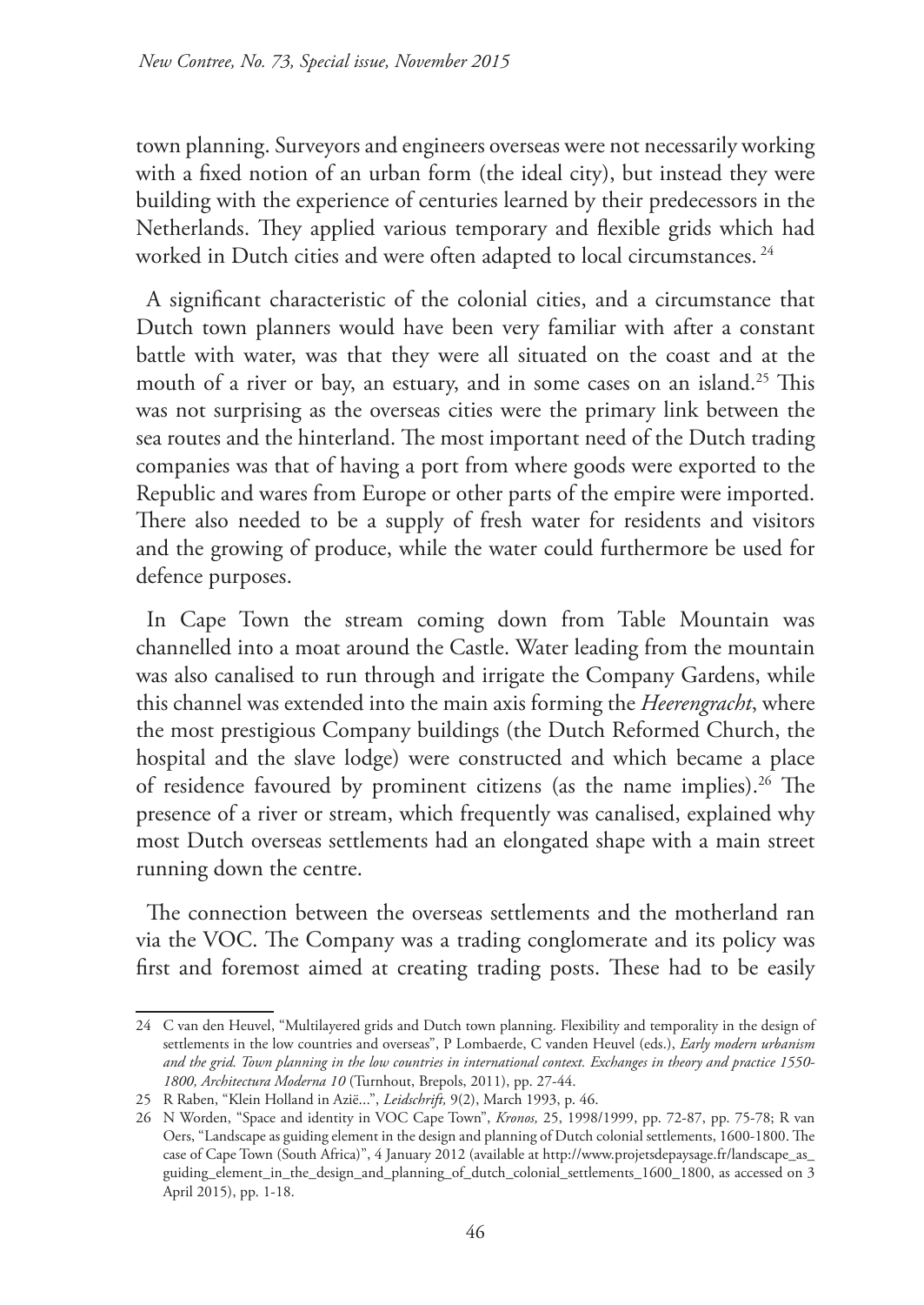town planning. Surveyors and engineers overseas were not necessarily working with a fixed notion of an urban form (the ideal city), but instead they were building with the experience of centuries learned by their predecessors in the Netherlands. They applied various temporary and flexible grids which had worked in Dutch cities and were often adapted to local circumstances. [24]

A significant characteristic of the colonial cities, and a circumstance that Dutch town planners would have been very familiar with after a constant battle with water, was that they were all situated on the coast and at the mouth of a river or bay, an estuary, and in some cases on an island.[25] This was not surprising as the overseas cities were the primary link between the sea routes and the hinterland. The most important need of the Dutch trading companies was that of having a port from where goods were exported to the Republic and wares from Europe or other parts of the empire were imported. There also needed to be a supply of fresh water for residents and visitors and the growing of produce, while the water could furthermore be used for defence purposes.

In Cape Town the stream coming down from Table Mountain was channelled into a moat around the Castle. Water leading from the mountain was also canalised to run through and irrigate the Company Gardens, while this channel was extended into the main axis forming the *Heerengracht*, where the most prestigious Company buildings (the Dutch Reformed Church, the hospital and the slave lodge) were constructed and which became a place of residence favoured by prominent citizens (as the name implies).[26] The presence of a river or stream, which frequently was canalised, explained why most Dutch overseas settlements had an elongated shape with a main street running down the centre.

The connection between the overseas settlements and the motherland ran via the VOC. The Company was a trading conglomerate and its policy was first and foremost aimed at creating trading posts. These had to be easily

---

24 C van den Heuvel, "Multilayered grids and Dutch town planning. Flexibility and temporality in the design of settlements in the low countries and overseas", P Lombaerde, C vanden Heuvel (eds.), *Early modern urbanism and the grid. Town planning in the low countries in international context. Exchanges in theory and practice 1550-1800, Architectura Moderna 10* (Turnhout, Brepols, 2011), pp. 27-44.

25 R Raben, "Klein Holland in Azië...", *Leidschrift,* 9(2), March 1993, p. 46.

26 N Worden, "Space and identity in VOC Cape Town", *Kronos,* 25, 1998/1999, pp. 72-87, pp. 75-78; R van Oers, "Landscape as guiding element in the design and planning of Dutch colonial settlements, 1600-1800. The case of Cape Town (South Africa)", 4 January 2012 (available at http://www.projetsdepaysage.fr/landscape_as_guiding_element_in_the_design_and_planning_of_dutch_colonial_settlements_1600_1800, as accessed on 3 April 2015), pp. 1-18.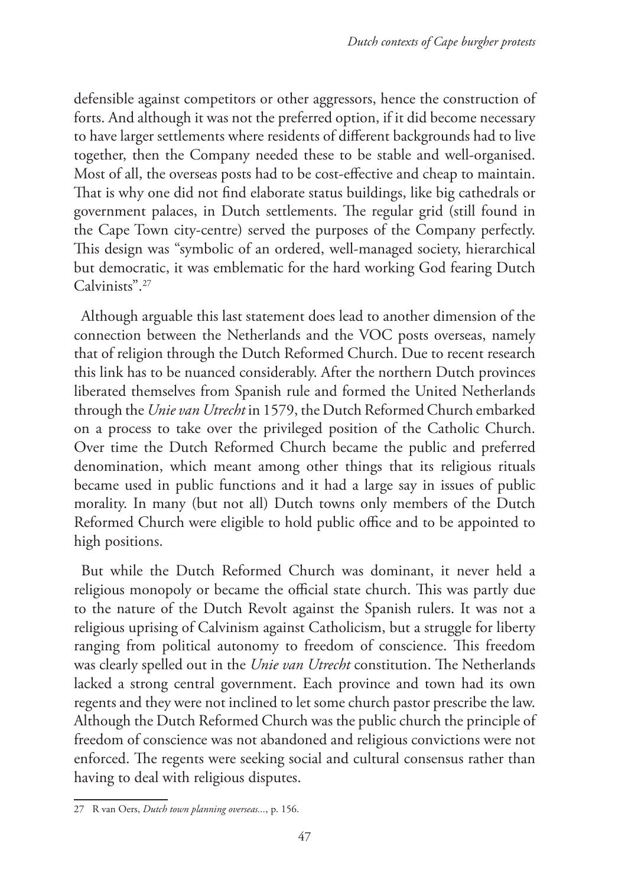defensible against competitors or other aggressors, hence the construction of forts. And although it was not the preferred option, if it did become necessary to have larger settlements where residents of different backgrounds had to live together, then the Company needed these to be stable and well-organised. Most of all, the overseas posts had to be cost-effective and cheap to maintain. That is why one did not find elaborate status buildings, like big cathedrals or government palaces, in Dutch settlements. The regular grid (still found in the Cape Town city-centre) served the purposes of the Company perfectly. This design was "symbolic of an ordered, well-managed society, hierarchical but democratic, it was emblematic for the hard working God fearing Dutch Calvinists".[27]

Although arguable this last statement does lead to another dimension of the connection between the Netherlands and the VOC posts overseas, namely that of religion through the Dutch Reformed Church. Due to recent research this link has to be nuanced considerably. After the northern Dutch provinces liberated themselves from Spanish rule and formed the United Netherlands through the *Unie van Utrecht* in 1579, the Dutch Reformed Church embarked on a process to take over the privileged position of the Catholic Church. Over time the Dutch Reformed Church became the public and preferred denomination, which meant among other things that its religious rituals became used in public functions and it had a large say in issues of public morality. In many (but not all) Dutch towns only members of the Dutch Reformed Church were eligible to hold public office and to be appointed to high positions.

But while the Dutch Reformed Church was dominant, it never held a religious monopoly or became the official state church. This was partly due to the nature of the Dutch Revolt against the Spanish rulers. It was not a religious uprising of Calvinism against Catholicism, but a struggle for liberty ranging from political autonomy to freedom of conscience. This freedom was clearly spelled out in the *Unie van Utrecht* constitution. The Netherlands lacked a strong central government. Each province and town had its own regents and they were not inclined to let some church pastor prescribe the law. Although the Dutch Reformed Church was the public church the principle of freedom of conscience was not abandoned and religious convictions were not enforced. The regents were seeking social and cultural consensus rather than having to deal with religious disputes.

---

27 R van Oers, *Dutch town planning overseas...*, p. 156.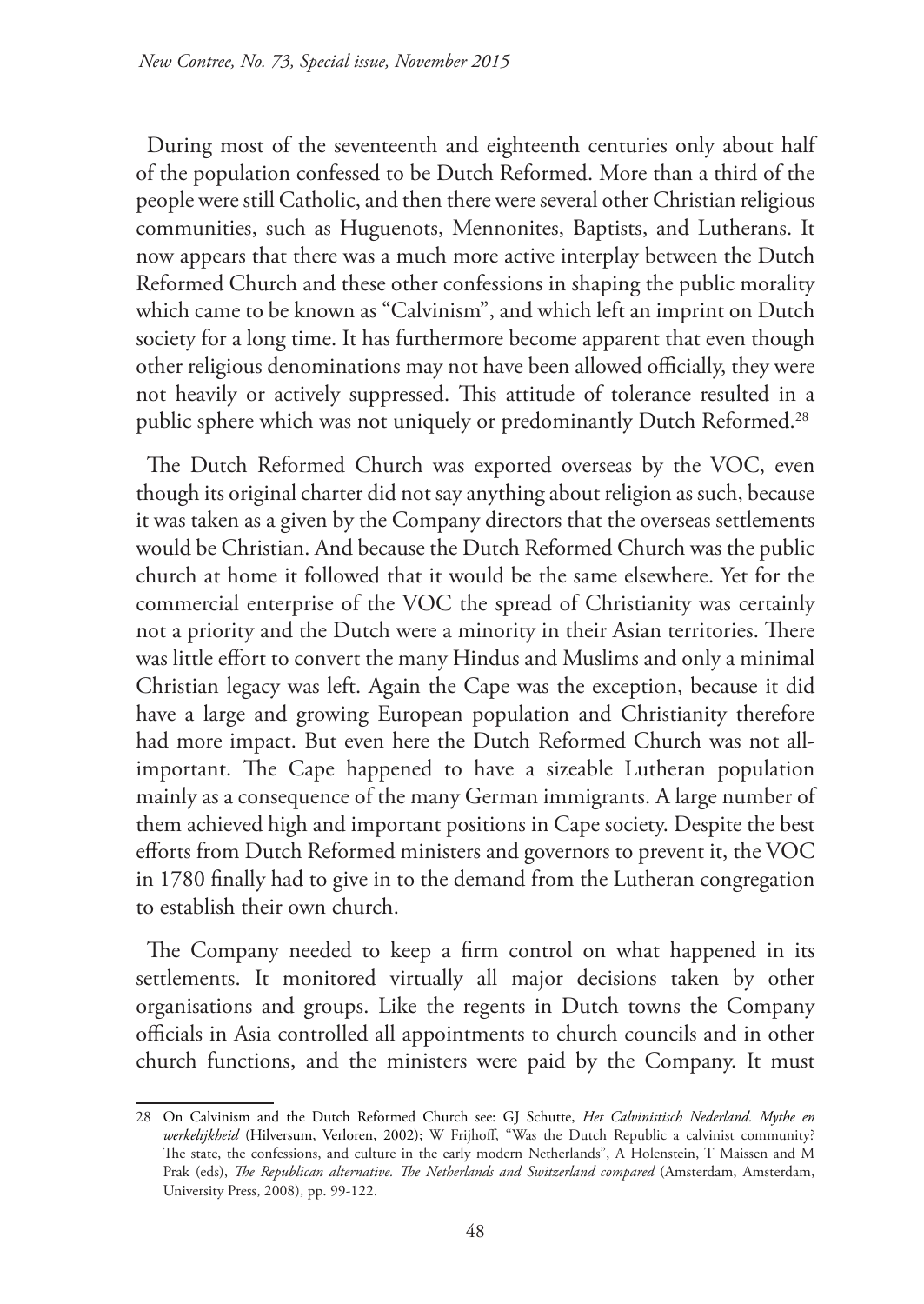During most of the seventeenth and eighteenth centuries only about half of the population confessed to be Dutch Reformed. More than a third of the people were still Catholic, and then there were several other Christian religious communities, such as Huguenots, Mennonites, Baptists, and Lutherans. It now appears that there was a much more active interplay between the Dutch Reformed Church and these other confessions in shaping the public morality which came to be known as "Calvinism", and which left an imprint on Dutch society for a long time. It has furthermore become apparent that even though other religious denominations may not have been allowed officially, they were not heavily or actively suppressed. This attitude of tolerance resulted in a public sphere which was not uniquely or predominantly Dutch Reformed.[28]

The Dutch Reformed Church was exported overseas by the VOC, even though its original charter did not say anything about religion as such, because it was taken as a given by the Company directors that the overseas settlements would be Christian. And because the Dutch Reformed Church was the public church at home it followed that it would be the same elsewhere. Yet for the commercial enterprise of the VOC the spread of Christianity was certainly not a priority and the Dutch were a minority in their Asian territories. There was little effort to convert the many Hindus and Muslims and only a minimal Christian legacy was left. Again the Cape was the exception, because it did have a large and growing European population and Christianity therefore had more impact. But even here the Dutch Reformed Church was not all-important. The Cape happened to have a sizeable Lutheran population mainly as a consequence of the many German immigrants. A large number of them achieved high and important positions in Cape society. Despite the best efforts from Dutch Reformed ministers and governors to prevent it, the VOC in 1780 finally had to give in to the demand from the Lutheran congregation to establish their own church.

The Company needed to keep a firm control on what happened in its settlements. It monitored virtually all major decisions taken by other organisations and groups. Like the regents in Dutch towns the Company officials in Asia controlled all appointments to church councils and in other church functions, and the ministers were paid by the Company. It must

---

28 On Calvinism and the Dutch Reformed Church see: GJ Schutte, *Het Calvinistisch Nederland. Mythe en werkelijkheid* (Hilversum, Verloren, 2002); W Frijhoff, "Was the Dutch Republic a calvinist community? The state, the confessions, and culture in the early modern Netherlands", A Holenstein, T Maissen and M Prak (eds), *The Republican alternative. The Netherlands and Switzerland compared* (Amsterdam, Amsterdam, University Press, 2008), pp. 99-122.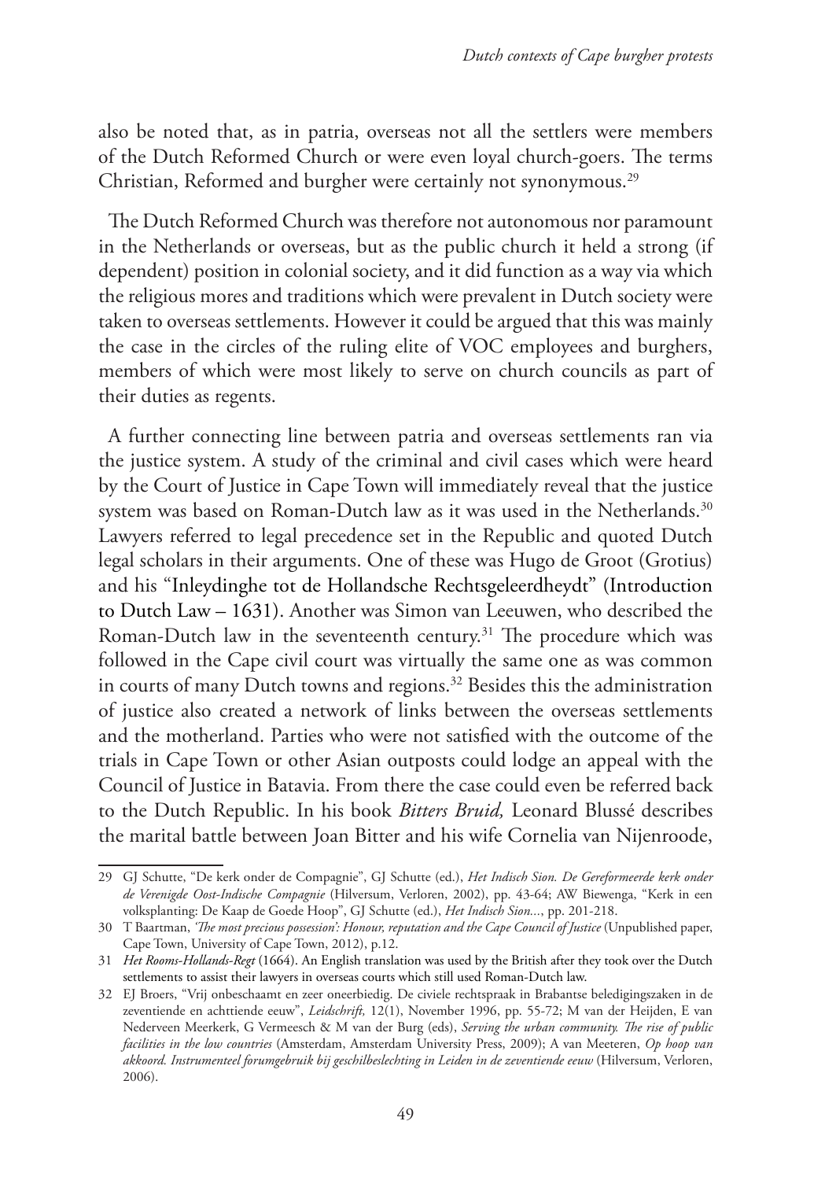also be noted that, as in patria, overseas not all the settlers were members of the Dutch Reformed Church or were even loyal church-goers. The terms Christian, Reformed and burgher were certainly not synonymous.[29]

The Dutch Reformed Church was therefore not autonomous nor paramount in the Netherlands or overseas, but as the public church it held a strong (if dependent) position in colonial society, and it did function as a way via which the religious mores and traditions which were prevalent in Dutch society were taken to overseas settlements. However it could be argued that this was mainly the case in the circles of the ruling elite of VOC employees and burghers, members of which were most likely to serve on church councils as part of their duties as regents.

A further connecting line between patria and overseas settlements ran via the justice system. A study of the criminal and civil cases which were heard by the Court of Justice in Cape Town will immediately reveal that the justice system was based on Roman-Dutch law as it was used in the Netherlands.[30] Lawyers referred to legal precedence set in the Republic and quoted Dutch legal scholars in their arguments. One of these was Hugo de Groot (Grotius) and his "Inleydinghe tot de Hollandsche Rechtsgeleerdheydt" (Introduction to Dutch Law – 1631). Another was Simon van Leeuwen, who described the Roman-Dutch law in the seventeenth century.[31] The procedure which was followed in the Cape civil court was virtually the same one as was common in courts of many Dutch towns and regions.[32] Besides this the administration of justice also created a network of links between the overseas settlements and the motherland. Parties who were not satisfied with the outcome of the trials in Cape Town or other Asian outposts could lodge an appeal with the Council of Justice in Batavia. From there the case could even be referred back to the Dutch Republic. In his book *Bitters Bruid,* Leonard Blussé describes the marital battle between Joan Bitter and his wife Cornelia van Nijenroode,

---

29 GJ Schutte, "De kerk onder de Compagnie", GJ Schutte (ed.), *Het Indisch Sion. De Gereformeerde kerk onder de Verenigde Oost-Indische Compagnie* (Hilversum, Verloren, 2002), pp. 43-64; AW Biewenga, "Kerk in een volksplanting: De Kaap de Goede Hoop", GJ Schutte (ed.), *Het Indisch Sion...*, pp. 201-218.

30 T Baartman, *'The most precious possession': Honour, reputation and the Cape Council of Justice* (Unpublished paper, Cape Town, University of Cape Town, 2012), p.12.

31 *Het Rooms-Hollands-Regt* (1664). An English translation was used by the British after they took over the Dutch settlements to assist their lawyers in overseas courts which still used Roman-Dutch law.

32 EJ Broers, "Vrij onbeschaamt en zeer oneerbiedig. De civiele rechtspraak in Brabantse beledigingszaken in de zeventiende en achttiende eeuw", *Leidschrift,* 12(1), November 1996, pp. 55-72; M van der Heijden, E van Nederveen Meerkerk, G Vermeesch & M van der Burg (eds), *Serving the urban community. The rise of public facilities in the low countries* (Amsterdam, Amsterdam University Press, 2009); A van Meeteren, *Op hoop van akkoord. Instrumenteel forumgebruik bij geschilbeslechting in Leiden in de zeventiende eeuw* (Hilversum, Verloren, 2006).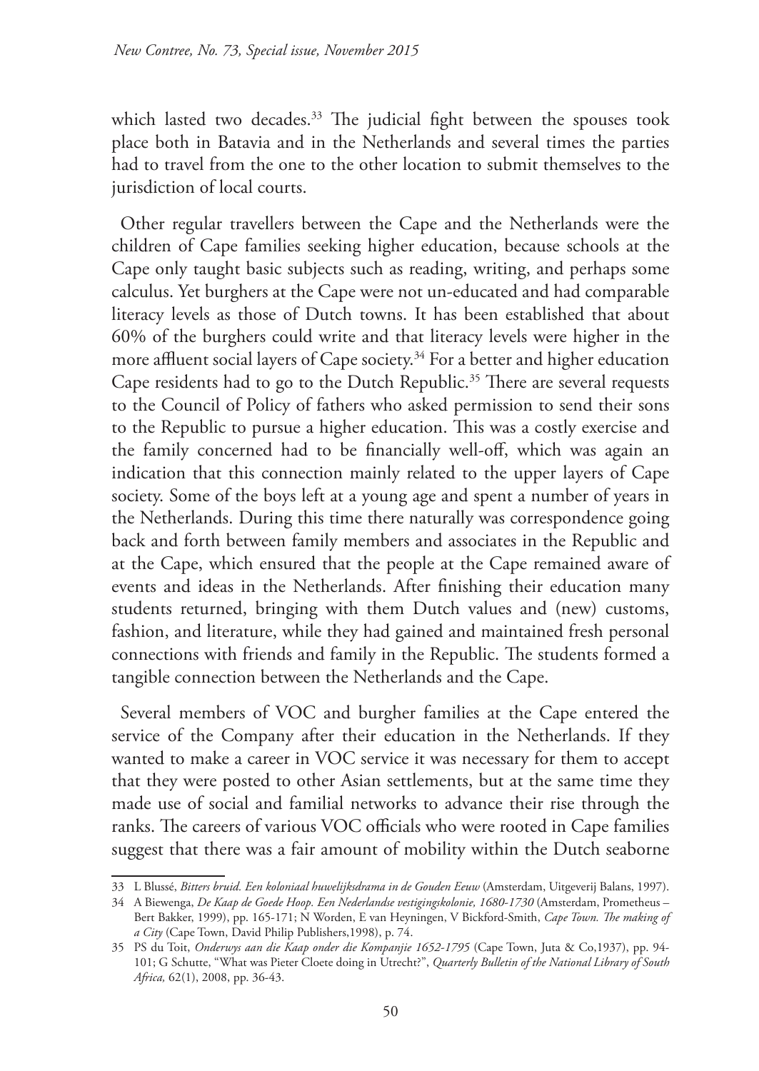which lasted two decades.[33] The judicial fight between the spouses took place both in Batavia and in the Netherlands and several times the parties had to travel from the one to the other location to submit themselves to the jurisdiction of local courts.

Other regular travellers between the Cape and the Netherlands were the children of Cape families seeking higher education, because schools at the Cape only taught basic subjects such as reading, writing, and perhaps some calculus. Yet burghers at the Cape were not un-educated and had comparable literacy levels as those of Dutch towns. It has been established that about 60% of the burghers could write and that literacy levels were higher in the more affluent social layers of Cape society.[34] For a better and higher education Cape residents had to go to the Dutch Republic.[35] There are several requests to the Council of Policy of fathers who asked permission to send their sons to the Republic to pursue a higher education. This was a costly exercise and the family concerned had to be financially well-off, which was again an indication that this connection mainly related to the upper layers of Cape society. Some of the boys left at a young age and spent a number of years in the Netherlands. During this time there naturally was correspondence going back and forth between family members and associates in the Republic and at the Cape, which ensured that the people at the Cape remained aware of events and ideas in the Netherlands. After finishing their education many students returned, bringing with them Dutch values and (new) customs, fashion, and literature, while they had gained and maintained fresh personal connections with friends and family in the Republic. The students formed a tangible connection between the Netherlands and the Cape.

Several members of VOC and burgher families at the Cape entered the service of the Company after their education in the Netherlands. If they wanted to make a career in VOC service it was necessary for them to accept that they were posted to other Asian settlements, but at the same time they made use of social and familial networks to advance their rise through the ranks. The careers of various VOC officials who were rooted in Cape families suggest that there was a fair amount of mobility within the Dutch seaborne

---

33 L Blussé, *Bitters bruid. Een koloniaal huwelijksdrama in de Gouden Eeuw* (Amsterdam, Uitgeverij Balans, 1997).

34 A Biewenga, *De Kaap de Goede Hoop. Een Nederlandse vestigingskolonie, 1680-1730* (Amsterdam, Prometheus – Bert Bakker, 1999), pp. 165-171; N Worden, E van Heyningen, V Bickford-Smith, *Cape Town. The making of a City* (Cape Town, David Philip Publishers,1998), p. 74.

35 PS du Toit, *Onderwys aan die Kaap onder die Kompanjie 1652-1795* (Cape Town, Juta & Co,1937), pp. 94-101; G Schutte, "What was Pieter Cloete doing in Utrecht?", *Quarterly Bulletin of the National Library of South Africa,* 62(1), 2008, pp. 36-43.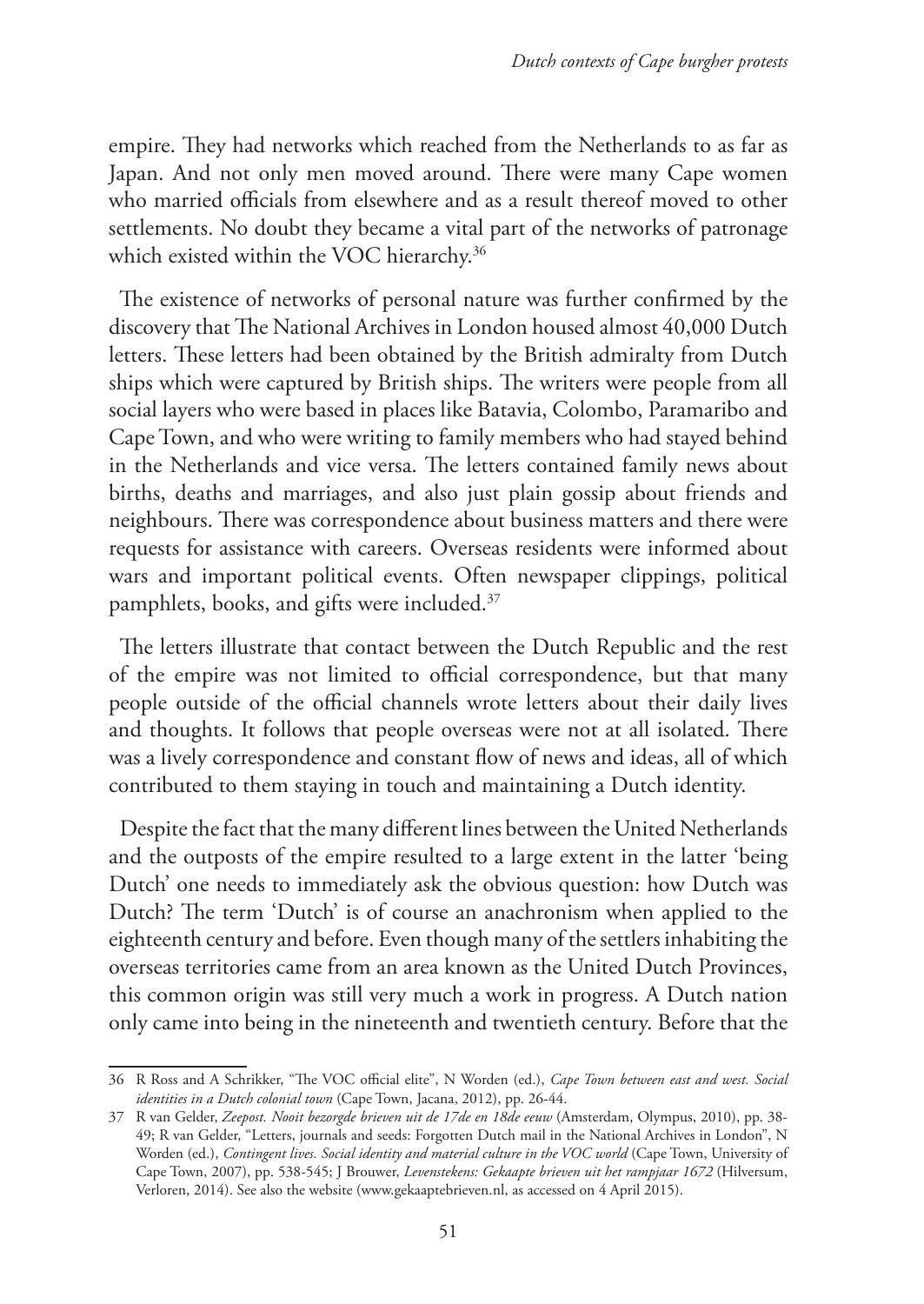empire. They had networks which reached from the Netherlands to as far as Japan. And not only men moved around. There were many Cape women who married officials from elsewhere and as a result thereof moved to other settlements. No doubt they became a vital part of the networks of patronage which existed within the VOC hierarchy.[36]

The existence of networks of personal nature was further confirmed by the discovery that The National Archives in London housed almost 40,000 Dutch letters. These letters had been obtained by the British admiralty from Dutch ships which were captured by British ships. The writers were people from all social layers who were based in places like Batavia, Colombo, Paramaribo and Cape Town, and who were writing to family members who had stayed behind in the Netherlands and vice versa. The letters contained family news about births, deaths and marriages, and also just plain gossip about friends and neighbours. There was correspondence about business matters and there were requests for assistance with careers. Overseas residents were informed about wars and important political events. Often newspaper clippings, political pamphlets, books, and gifts were included.[37]

The letters illustrate that contact between the Dutch Republic and the rest of the empire was not limited to official correspondence, but that many people outside of the official channels wrote letters about their daily lives and thoughts. It follows that people overseas were not at all isolated. There was a lively correspondence and constant flow of news and ideas, all of which contributed to them staying in touch and maintaining a Dutch identity.

Despite the fact that the many different lines between the United Netherlands and the outposts of the empire resulted to a large extent in the latter 'being Dutch' one needs to immediately ask the obvious question: how Dutch was Dutch? The term 'Dutch' is of course an anachronism when applied to the eighteenth century and before. Even though many of the settlers inhabiting the overseas territories came from an area known as the United Dutch Provinces, this common origin was still very much a work in progress. A Dutch nation only came into being in the nineteenth and twentieth century. Before that the

---

36 R Ross and A Schrikker, "The VOC official elite", N Worden (ed.), *Cape Town between east and west. Social identities in a Dutch colonial town* (Cape Town, Jacana, 2012), pp. 26-44.

37 R van Gelder, *Zeepost. Nooit bezorgde brieven uit de 17de en 18de eeuw* (Amsterdam, Olympus, 2010), pp. 38-49; R van Gelder, "Letters, journals and seeds: Forgotten Dutch mail in the National Archives in London", N Worden (ed.), *Contingent lives. Social identity and material culture in the VOC world* (Cape Town, University of Cape Town, 2007), pp. 538-545; J Brouwer, *Levenstekens: Gekaapte brieven uit het rampjaar 1672* (Hilversum, Verloren, 2014). See also the website (www.gekaaptebrieven.nl, as accessed on 4 April 2015).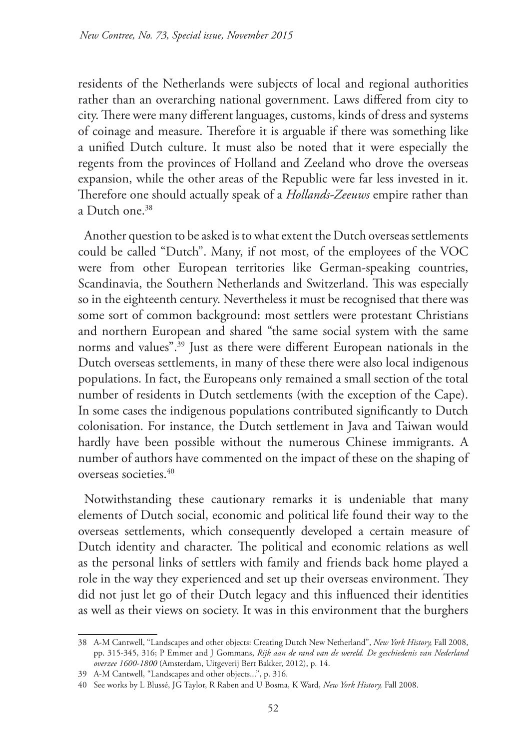residents of the Netherlands were subjects of local and regional authorities rather than an overarching national government. Laws differed from city to city. There were many different languages, customs, kinds of dress and systems of coinage and measure. Therefore it is arguable if there was something like a unified Dutch culture. It must also be noted that it were especially the regents from the provinces of Holland and Zeeland who drove the overseas expansion, while the other areas of the Republic were far less invested in it. Therefore one should actually speak of a *Hollands-Zeeuws* empire rather than a Dutch one.[38]

Another question to be asked is to what extent the Dutch overseas settlements could be called "Dutch". Many, if not most, of the employees of the VOC were from other European territories like German-speaking countries, Scandinavia, the Southern Netherlands and Switzerland. This was especially so in the eighteenth century. Nevertheless it must be recognised that there was some sort of common background: most settlers were protestant Christians and northern European and shared "the same social system with the same norms and values".[39] Just as there were different European nationals in the Dutch overseas settlements, in many of these there were also local indigenous populations. In fact, the Europeans only remained a small section of the total number of residents in Dutch settlements (with the exception of the Cape). In some cases the indigenous populations contributed significantly to Dutch colonisation. For instance, the Dutch settlement in Java and Taiwan would hardly have been possible without the numerous Chinese immigrants. A number of authors have commented on the impact of these on the shaping of overseas societies.[40]

Notwithstanding these cautionary remarks it is undeniable that many elements of Dutch social, economic and political life found their way to the overseas settlements, which consequently developed a certain measure of Dutch identity and character. The political and economic relations as well as the personal links of settlers with family and friends back home played a role in the way they experienced and set up their overseas environment. They did not just let go of their Dutch legacy and this influenced their identities as well as their views on society. It was in this environment that the burghers

---

38 A-M Cantwell, "Landscapes and other objects: Creating Dutch New Netherland", *New York History,* Fall 2008, pp. 315-345, 316; P Emmer and J Gommans, *Rijk aan de rand van de wereld. De geschiedenis van Nederland overzee 1600-1800* (Amsterdam, Uitgeverij Bert Bakker, 2012), p. 14.

39 A-M Cantwell, "Landscapes and other objects...", p. 316.

40 See works by L Blussé, JG Taylor, R Raben and U Bosma, K Ward, *New York History,* Fall 2008.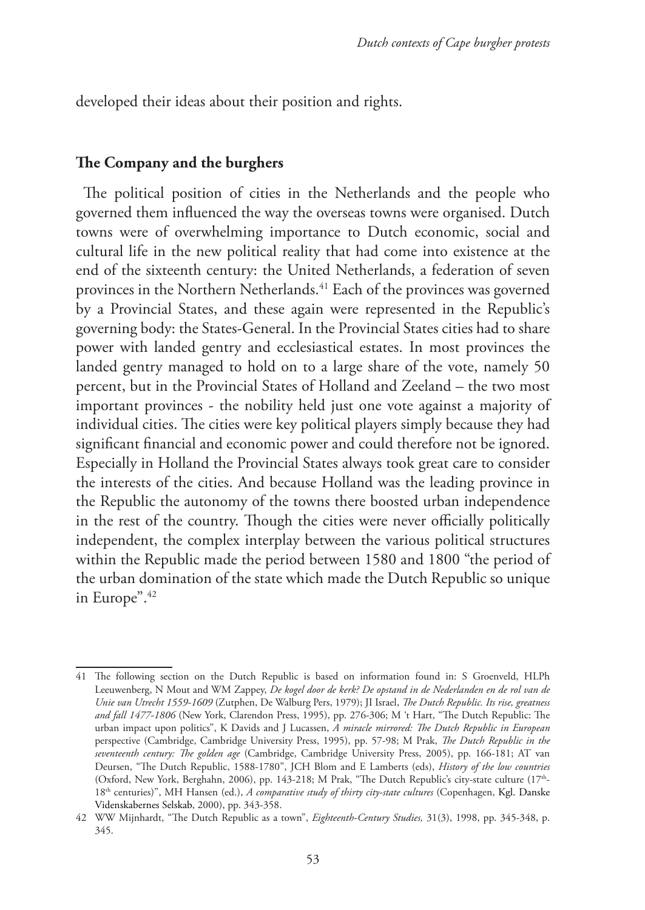developed their ideas about their position and rights.

## The Company and the burghers

The political position of cities in the Netherlands and the people who governed them influenced the way the overseas towns were organised. Dutch towns were of overwhelming importance to Dutch economic, social and cultural life in the new political reality that had come into existence at the end of the sixteenth century: the United Netherlands, a federation of seven provinces in the Northern Netherlands.[41] Each of the provinces was governed by a Provincial States, and these again were represented in the Republic's governing body: the States-General. In the Provincial States cities had to share power with landed gentry and ecclesiastical estates. In most provinces the landed gentry managed to hold on to a large share of the vote, namely 50 percent, but in the Provincial States of Holland and Zeeland – the two most important provinces - the nobility held just one vote against a majority of individual cities. The cities were key political players simply because they had significant financial and economic power and could therefore not be ignored. Especially in Holland the Provincial States always took great care to consider the interests of the cities. And because Holland was the leading province in the Republic the autonomy of the towns there boosted urban independence in the rest of the country. Though the cities were never officially politically independent, the complex interplay between the various political structures within the Republic made the period between 1580 and 1800 "the period of the urban domination of the state which made the Dutch Republic so unique in Europe".[42]

---

41 The following section on the Dutch Republic is based on information found in: S Groenveld, HLPh Leeuwenberg, N Mout and WM Zappey, *De kogel door de kerk? De opstand in de Nederlanden en de rol van de Unie van Utrecht 1559-1609* (Zutphen, De Walburg Pers, 1979); JI Israel, *The Dutch Republic. Its rise, greatness and fall 1477-1806* (New York, Clarendon Press, 1995), pp. 276-306; M 't Hart, "The Dutch Republic: The urban impact upon politics", K Davids and J Lucassen, *A miracle mirrored: The Dutch Republic in European* perspective (Cambridge, Cambridge University Press, 1995), pp. 57-98; M Prak, *The Dutch Republic in the seventeenth century: The golden age* (Cambridge, Cambridge University Press, 2005), pp. 166-181; AT van Deursen, "The Dutch Republic, 1588-1780", JCH Blom and E Lamberts (eds), *History of the low countries* (Oxford, New York, Berghahn, 2006), pp. 143-218; M Prak, "The Dutch Republic's city-state culture (17th-18th centuries)", MH Hansen (ed.), *A comparative study of thirty city-state cultures* (Copenhagen, Kgl. Danske Videnskabernes Selskab, 2000), pp. 343-358.

42 WW Mijnhardt, "The Dutch Republic as a town", *Eighteenth-Century Studies,* 31(3), 1998, pp. 345-348, p. 345.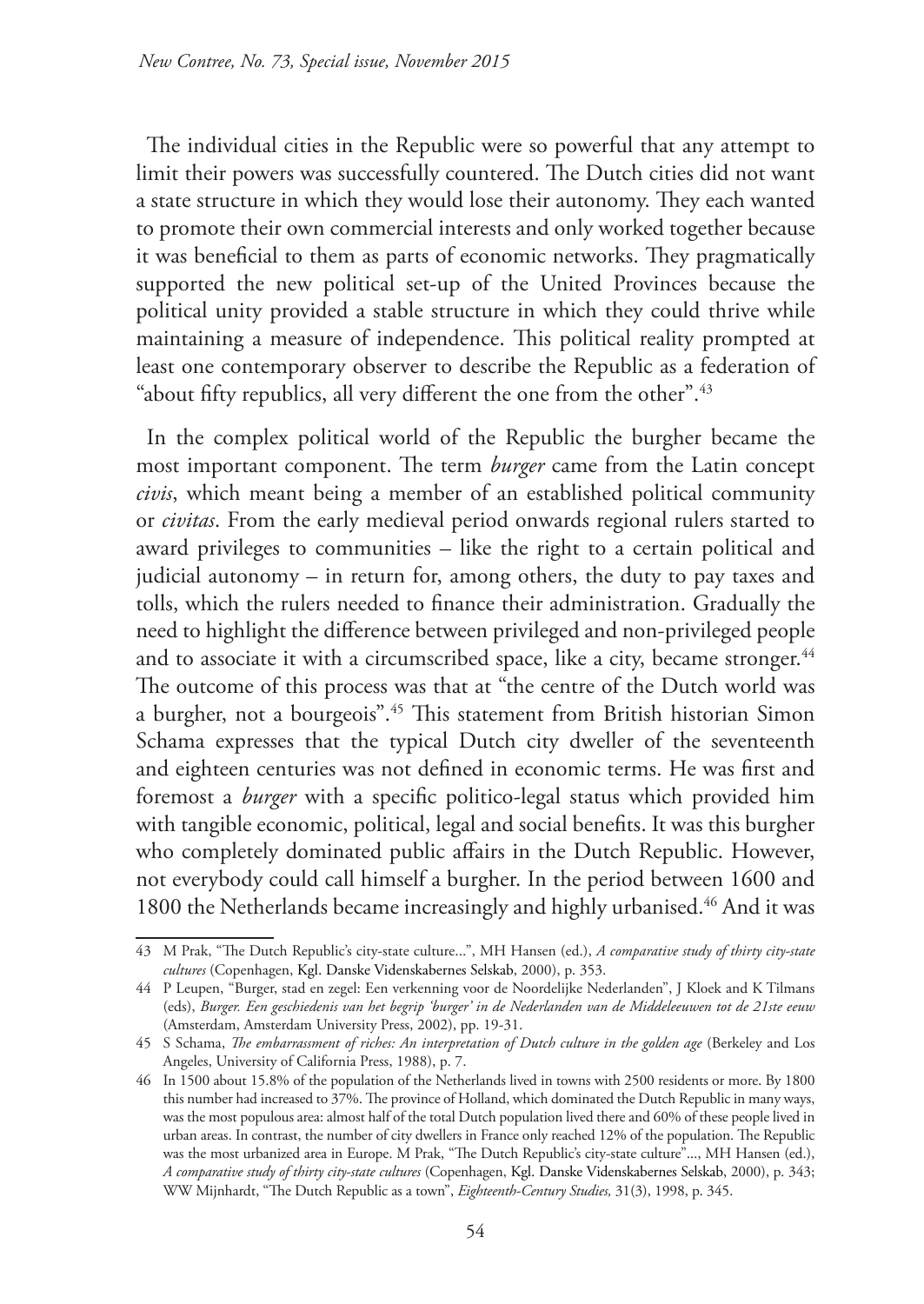The individual cities in the Republic were so powerful that any attempt to limit their powers was successfully countered. The Dutch cities did not want a state structure in which they would lose their autonomy. They each wanted to promote their own commercial interests and only worked together because it was beneficial to them as parts of economic networks. They pragmatically supported the new political set-up of the United Provinces because the political unity provided a stable structure in which they could thrive while maintaining a measure of independence. This political reality prompted at least one contemporary observer to describe the Republic as a federation of "about fifty republics, all very different the one from the other".[43]

In the complex political world of the Republic the burgher became the most important component. The term *burger* came from the Latin concept *civis*, which meant being a member of an established political community or *civitas*. From the early medieval period onwards regional rulers started to award privileges to communities – like the right to a certain political and judicial autonomy – in return for, among others, the duty to pay taxes and tolls, which the rulers needed to finance their administration. Gradually the need to highlight the difference between privileged and non-privileged people and to associate it with a circumscribed space, like a city, became stronger.[44] The outcome of this process was that at "the centre of the Dutch world was a burgher, not a bourgeois".[45] This statement from British historian Simon Schama expresses that the typical Dutch city dweller of the seventeenth and eighteen centuries was not defined in economic terms. He was first and foremost a *burger* with a specific politico-legal status which provided him with tangible economic, political, legal and social benefits. It was this burgher who completely dominated public affairs in the Dutch Republic. However, not everybody could call himself a burgher. In the period between 1600 and 1800 the Netherlands became increasingly and highly urbanised.[46] And it was

---

43 M Prak, "The Dutch Republic's city-state culture...", MH Hansen (ed.), *A comparative study of thirty city-state cultures* (Copenhagen, Kgl. Danske Videnskabernes Selskab, 2000), p. 353.

44 P Leupen, "Burger, stad en zegel: Een verkenning voor de Noordelijke Nederlanden", J Kloek and K Tilmans (eds), *Burger. Een geschiedenis van het begrip 'burger' in de Nederlanden van de Middeleeuwen tot de 21ste eeuw* (Amsterdam, Amsterdam University Press, 2002), pp. 19-31.

45 S Schama, *The embarrassment of riches: An interpretation of Dutch culture in the golden age* (Berkeley and Los Angeles, University of California Press, 1988), p. 7.

46 In 1500 about 15.8% of the population of the Netherlands lived in towns with 2500 residents or more. By 1800 this number had increased to 37%. The province of Holland, which dominated the Dutch Republic in many ways, was the most populous area: almost half of the total Dutch population lived there and 60% of these people lived in urban areas. In contrast, the number of city dwellers in France only reached 12% of the population. The Republic was the most urbanized area in Europe. M Prak, "The Dutch Republic's city-state culture"..., MH Hansen (ed.), *A comparative study of thirty city-state cultures* (Copenhagen, Kgl. Danske Videnskabernes Selskab, 2000), p. 343; WW Mijnhardt, "The Dutch Republic as a town", *Eighteenth-Century Studies,* 31(3), 1998, p. 345.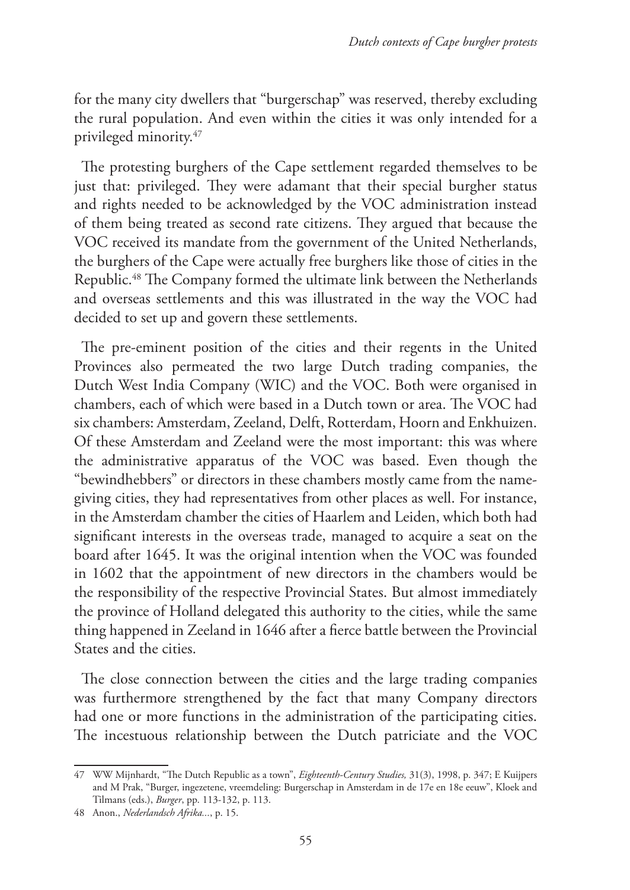for the many city dwellers that "burgerschap" was reserved, thereby excluding the rural population. And even within the cities it was only intended for a privileged minority.[47]

The protesting burghers of the Cape settlement regarded themselves to be just that: privileged. They were adamant that their special burgher status and rights needed to be acknowledged by the VOC administration instead of them being treated as second rate citizens. They argued that because the VOC received its mandate from the government of the United Netherlands, the burghers of the Cape were actually free burghers like those of cities in the Republic.[48] The Company formed the ultimate link between the Netherlands and overseas settlements and this was illustrated in the way the VOC had decided to set up and govern these settlements.

The pre-eminent position of the cities and their regents in the United Provinces also permeated the two large Dutch trading companies, the Dutch West India Company (WIC) and the VOC. Both were organised in chambers, each of which were based in a Dutch town or area. The VOC had six chambers: Amsterdam, Zeeland, Delft, Rotterdam, Hoorn and Enkhuizen. Of these Amsterdam and Zeeland were the most important: this was where the administrative apparatus of the VOC was based. Even though the "bewindhebbers" or directors in these chambers mostly came from the name-giving cities, they had representatives from other places as well. For instance, in the Amsterdam chamber the cities of Haarlem and Leiden, which both had significant interests in the overseas trade, managed to acquire a seat on the board after 1645. It was the original intention when the VOC was founded in 1602 that the appointment of new directors in the chambers would be the responsibility of the respective Provincial States. But almost immediately the province of Holland delegated this authority to the cities, while the same thing happened in Zeeland in 1646 after a fierce battle between the Provincial States and the cities.

The close connection between the cities and the large trading companies was furthermore strengthened by the fact that many Company directors had one or more functions in the administration of the participating cities. The incestuous relationship between the Dutch patriciate and the VOC

---

47 WW Mijnhardt, "The Dutch Republic as a town", *Eighteenth-Century Studies,* 31(3), 1998, p. 347; E Kuijpers and M Prak, "Burger, ingezetene, vreemdeling: Burgerschap in Amsterdam in de 17e en 18e eeuw", Kloek and Tilmans (eds.), *Burger*, pp. 113-132, p. 113.

48 Anon., *Nederlandsch Afrika...*, p. 15.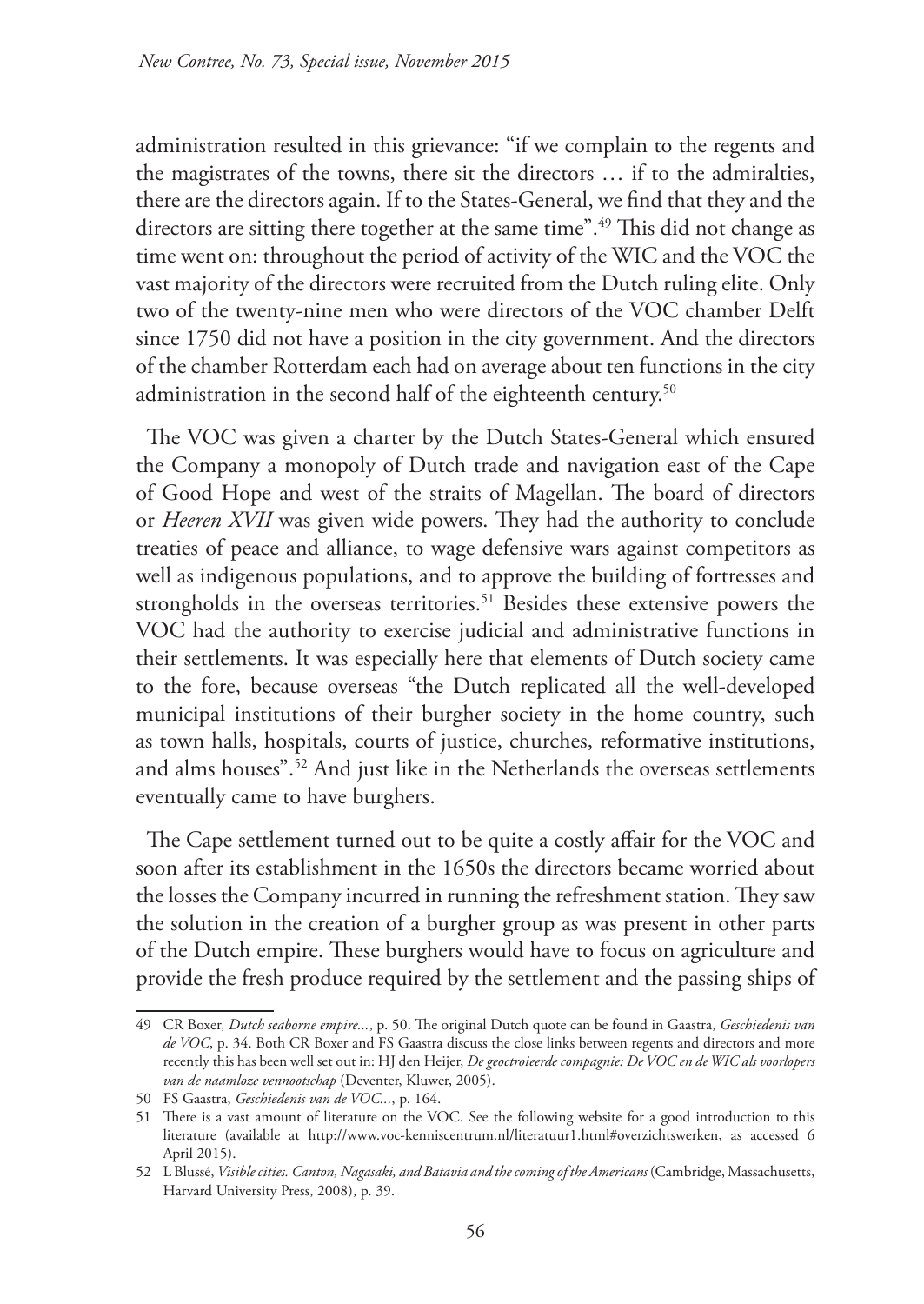administration resulted in this grievance: "if we complain to the regents and the magistrates of the towns, there sit the directors … if to the admiralties, there are the directors again. If to the States-General, we find that they and the directors are sitting there together at the same time".[49] This did not change as time went on: throughout the period of activity of the WIC and the VOC the vast majority of the directors were recruited from the Dutch ruling elite. Only two of the twenty-nine men who were directors of the VOC chamber Delft since 1750 did not have a position in the city government. And the directors of the chamber Rotterdam each had on average about ten functions in the city administration in the second half of the eighteenth century.[50]

The VOC was given a charter by the Dutch States-General which ensured the Company a monopoly of Dutch trade and navigation east of the Cape of Good Hope and west of the straits of Magellan. The board of directors or *Heeren XVII* was given wide powers. They had the authority to conclude treaties of peace and alliance, to wage defensive wars against competitors as well as indigenous populations, and to approve the building of fortresses and strongholds in the overseas territories.[51] Besides these extensive powers the VOC had the authority to exercise judicial and administrative functions in their settlements. It was especially here that elements of Dutch society came to the fore, because overseas "the Dutch replicated all the well-developed municipal institutions of their burgher society in the home country, such as town halls, hospitals, courts of justice, churches, reformative institutions, and alms houses".[52] And just like in the Netherlands the overseas settlements eventually came to have burghers.

The Cape settlement turned out to be quite a costly affair for the VOC and soon after its establishment in the 1650s the directors became worried about the losses the Company incurred in running the refreshment station. They saw the solution in the creation of a burgher group as was present in other parts of the Dutch empire. These burghers would have to focus on agriculture and provide the fresh produce required by the settlement and the passing ships of

---

49 CR Boxer, *Dutch seaborne empire...*, p. 50. The original Dutch quote can be found in Gaastra, *Geschiedenis van de VOC*, p. 34. Both CR Boxer and FS Gaastra discuss the close links between regents and directors and more recently this has been well set out in: HJ den Heijer, *De geoctroieerde compagnie: De VOC en de WIC als voorlopers van de naamloze vennootschap* (Deventer, Kluwer, 2005).

50 FS Gaastra, *Geschiedenis van de VOC...*, p. 164.

51 There is a vast amount of literature on the VOC. See the following website for a good introduction to this literature (available at http://www.voc-kenniscentrum.nl/literatuur1.html#overzichtswerken, as accessed 6 April 2015).

52 L Blussé, *Visible cities. Canton, Nagasaki, and Batavia and the coming of the Americans* (Cambridge, Massachusetts, Harvard University Press, 2008), p. 39.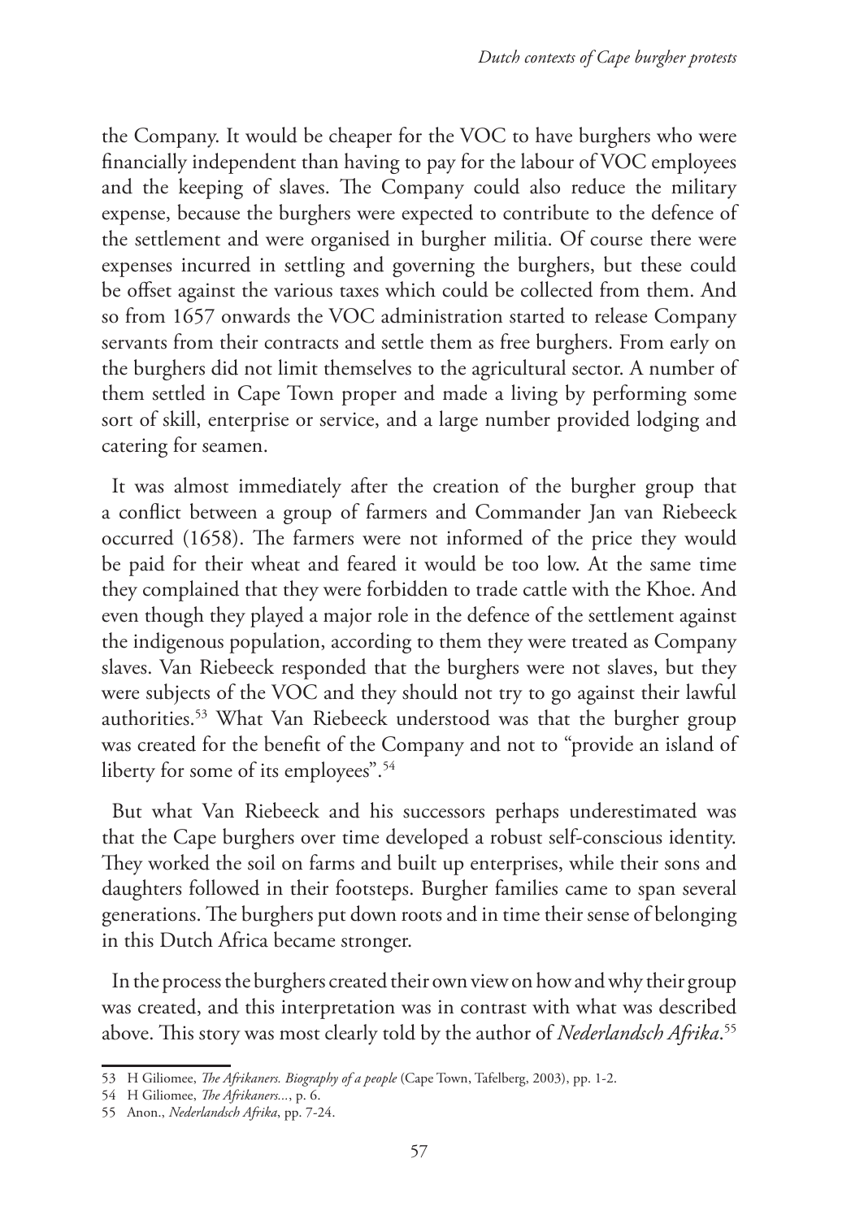the Company. It would be cheaper for the VOC to have burghers who were financially independent than having to pay for the labour of VOC employees and the keeping of slaves. The Company could also reduce the military expense, because the burghers were expected to contribute to the defence of the settlement and were organised in burgher militia. Of course there were expenses incurred in settling and governing the burghers, but these could be offset against the various taxes which could be collected from them. And so from 1657 onwards the VOC administration started to release Company servants from their contracts and settle them as free burghers. From early on the burghers did not limit themselves to the agricultural sector. A number of them settled in Cape Town proper and made a living by performing some sort of skill, enterprise or service, and a large number provided lodging and catering for seamen.

It was almost immediately after the creation of the burgher group that a conflict between a group of farmers and Commander Jan van Riebeeck occurred (1658). The farmers were not informed of the price they would be paid for their wheat and feared it would be too low. At the same time they complained that they were forbidden to trade cattle with the Khoe. And even though they played a major role in the defence of the settlement against the indigenous population, according to them they were treated as Company slaves. Van Riebeeck responded that the burghers were not slaves, but they were subjects of the VOC and they should not try to go against their lawful authorities.[53] What Van Riebeeck understood was that the burgher group was created for the benefit of the Company and not to "provide an island of liberty for some of its employees".[54]

But what Van Riebeeck and his successors perhaps underestimated was that the Cape burghers over time developed a robust self-conscious identity. They worked the soil on farms and built up enterprises, while their sons and daughters followed in their footsteps. Burgher families came to span several generations. The burghers put down roots and in time their sense of belonging in this Dutch Africa became stronger.

In the process the burghers created their own view on how and why their group was created, and this interpretation was in contrast with what was described above. This story was most clearly told by the author of *Nederlandsch Afrika*.[55]

---

53 H Giliomee, *The Afrikaners. Biography of a people* (Cape Town, Tafelberg, 2003), pp. 1-2.

54 H Giliomee, *The Afrikaners...*, p. 6.

55 Anon., *Nederlandsch Afrika*, pp. 7-24.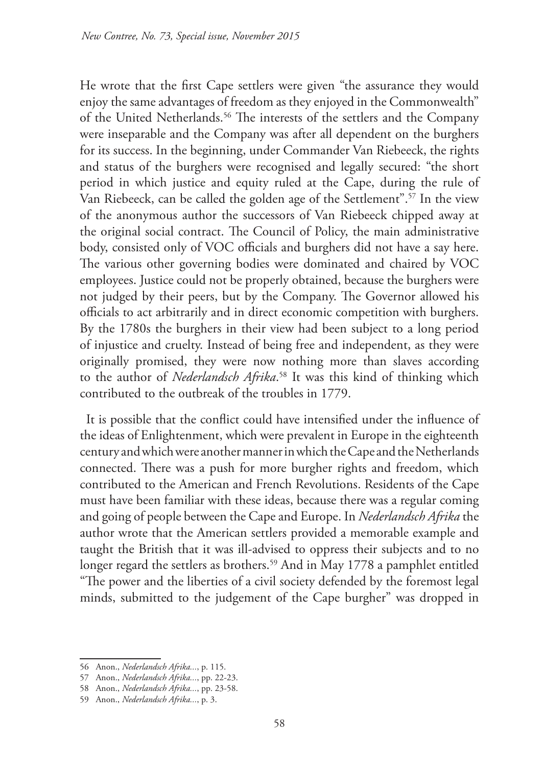He wrote that the first Cape settlers were given "the assurance they would enjoy the same advantages of freedom as they enjoyed in the Commonwealth" of the United Netherlands.[56] The interests of the settlers and the Company were inseparable and the Company was after all dependent on the burghers for its success. In the beginning, under Commander Van Riebeeck, the rights and status of the burghers were recognised and legally secured: "the short period in which justice and equity ruled at the Cape, during the rule of Van Riebeeck, can be called the golden age of the Settlement".[57] In the view of the anonymous author the successors of Van Riebeeck chipped away at the original social contract. The Council of Policy, the main administrative body, consisted only of VOC officials and burghers did not have a say here. The various other governing bodies were dominated and chaired by VOC employees. Justice could not be properly obtained, because the burghers were not judged by their peers, but by the Company. The Governor allowed his officials to act arbitrarily and in direct economic competition with burghers. By the 1780s the burghers in their view had been subject to a long period of injustice and cruelty. Instead of being free and independent, as they were originally promised, they were now nothing more than slaves according to the author of *Nederlandsch Afrika*.[58] It was this kind of thinking which contributed to the outbreak of the troubles in 1779.

It is possible that the conflict could have intensified under the influence of the ideas of Enlightenment, which were prevalent in Europe in the eighteenth century and which were another manner in which the Cape and the Netherlands connected. There was a push for more burgher rights and freedom, which contributed to the American and French Revolutions. Residents of the Cape must have been familiar with these ideas, because there was a regular coming and going of people between the Cape and Europe. In *Nederlandsch Afrika* the author wrote that the American settlers provided a memorable example and taught the British that it was ill-advised to oppress their subjects and to no longer regard the settlers as brothers.[59] And in May 1778 a pamphlet entitled "The power and the liberties of a civil society defended by the foremost legal minds, submitted to the judgement of the Cape burgher" was dropped in

---

56 Anon., *Nederlandsch Afrika...*, p. 115.

57 Anon., *Nederlandsch Afrika...*, pp. 22-23.

58 Anon., *Nederlandsch Afrika...*, pp. 23-58.

59 Anon., *Nederlandsch Afrika...*, p. 3.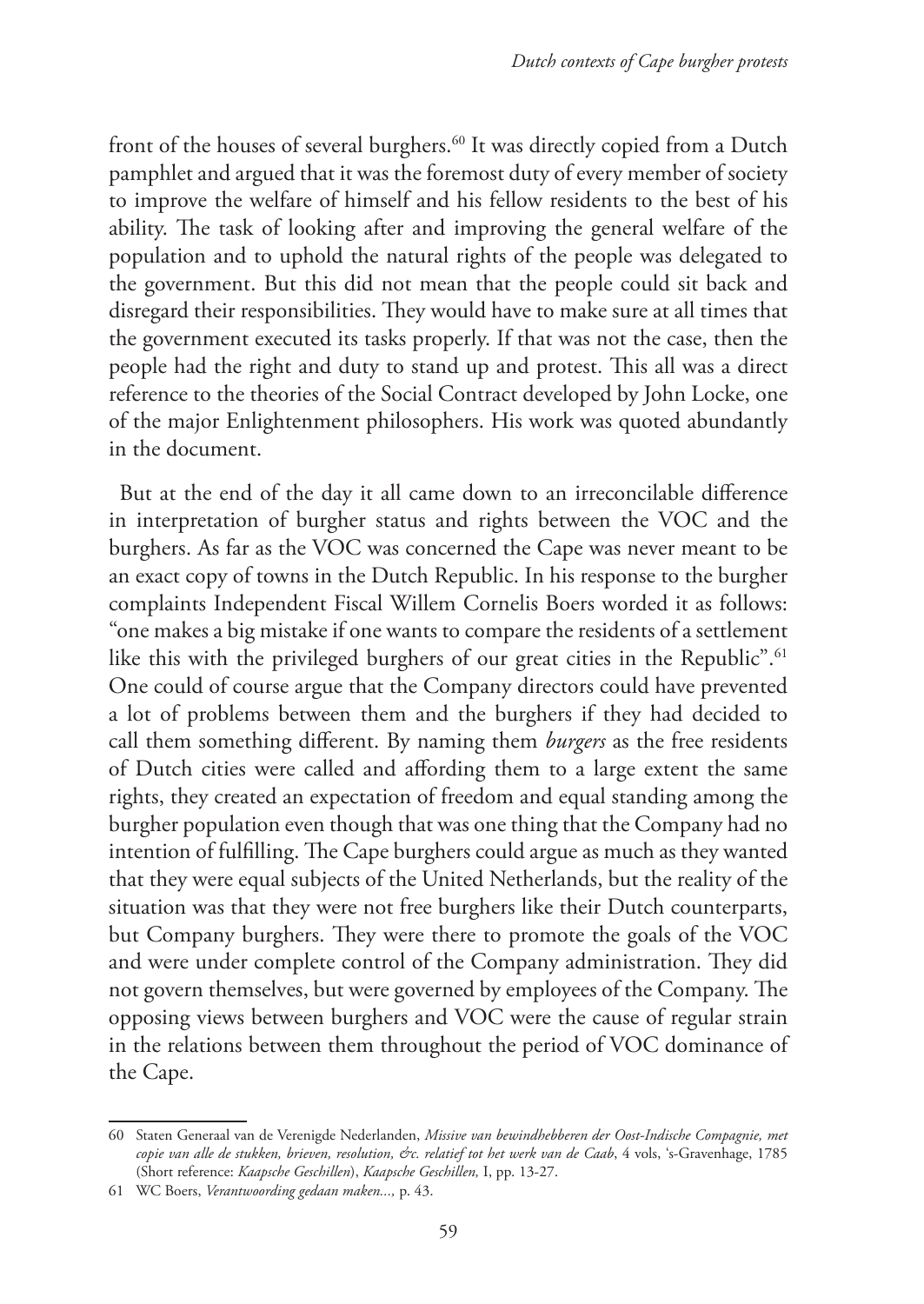front of the houses of several burghers.[60] It was directly copied from a Dutch pamphlet and argued that it was the foremost duty of every member of society to improve the welfare of himself and his fellow residents to the best of his ability. The task of looking after and improving the general welfare of the population and to uphold the natural rights of the people was delegated to the government. But this did not mean that the people could sit back and disregard their responsibilities. They would have to make sure at all times that the government executed its tasks properly. If that was not the case, then the people had the right and duty to stand up and protest. This all was a direct reference to the theories of the Social Contract developed by John Locke, one of the major Enlightenment philosophers. His work was quoted abundantly in the document.

But at the end of the day it all came down to an irreconcilable difference in interpretation of burgher status and rights between the VOC and the burghers. As far as the VOC was concerned the Cape was never meant to be an exact copy of towns in the Dutch Republic. In his response to the burgher complaints Independent Fiscal Willem Cornelis Boers worded it as follows: "one makes a big mistake if one wants to compare the residents of a settlement like this with the privileged burghers of our great cities in the Republic".[61] One could of course argue that the Company directors could have prevented a lot of problems between them and the burghers if they had decided to call them something different. By naming them *burgers* as the free residents of Dutch cities were called and affording them to a large extent the same rights, they created an expectation of freedom and equal standing among the burgher population even though that was one thing that the Company had no intention of fulfilling. The Cape burghers could argue as much as they wanted that they were equal subjects of the United Netherlands, but the reality of the situation was that they were not free burghers like their Dutch counterparts, but Company burghers. They were there to promote the goals of the VOC and were under complete control of the Company administration. They did not govern themselves, but were governed by employees of the Company. The opposing views between burghers and VOC were the cause of regular strain in the relations between them throughout the period of VOC dominance of the Cape.

---

60 Staten Generaal van de Verenigde Nederlanden, *Missive van bewindhebberen der Oost-Indische Compagnie, met copie van alle de stukken, brieven, resolution, &c. relatief tot het werk van de Caab*, 4 vols, 's-Gravenhage, 1785 (Short reference: *Kaapsche Geschillen*), *Kaapsche Geschillen,* I, pp. 13-27.

61 WC Boers, *Verantwoording gedaan maken...,* p. 43.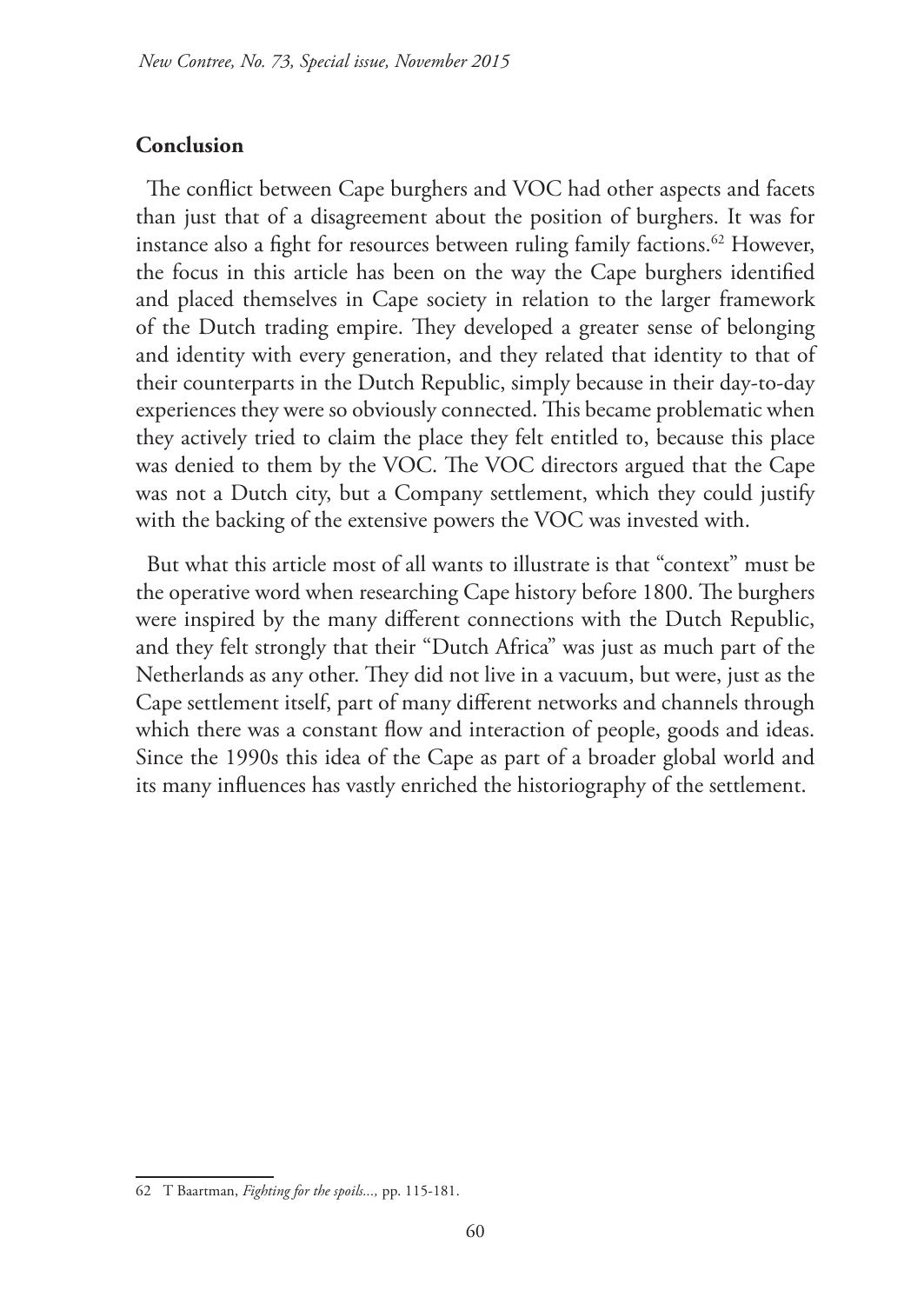## Conclusion

The conflict between Cape burghers and VOC had other aspects and facets than just that of a disagreement about the position of burghers. It was for instance also a fight for resources between ruling family factions.[62] However, the focus in this article has been on the way the Cape burghers identified and placed themselves in Cape society in relation to the larger framework of the Dutch trading empire. They developed a greater sense of belonging and identity with every generation, and they related that identity to that of their counterparts in the Dutch Republic, simply because in their day-to-day experiences they were so obviously connected. This became problematic when they actively tried to claim the place they felt entitled to, because this place was denied to them by the VOC. The VOC directors argued that the Cape was not a Dutch city, but a Company settlement, which they could justify with the backing of the extensive powers the VOC was invested with.

But what this article most of all wants to illustrate is that "context" must be the operative word when researching Cape history before 1800. The burghers were inspired by the many different connections with the Dutch Republic, and they felt strongly that their "Dutch Africa" was just as much part of the Netherlands as any other. They did not live in a vacuum, but were, just as the Cape settlement itself, part of many different networks and channels through which there was a constant flow and interaction of people, goods and ideas. Since the 1990s this idea of the Cape as part of a broader global world and its many influences has vastly enriched the historiography of the settlement.

62 T Baartman, *Fighting for the spoils...,* pp. 115-181.